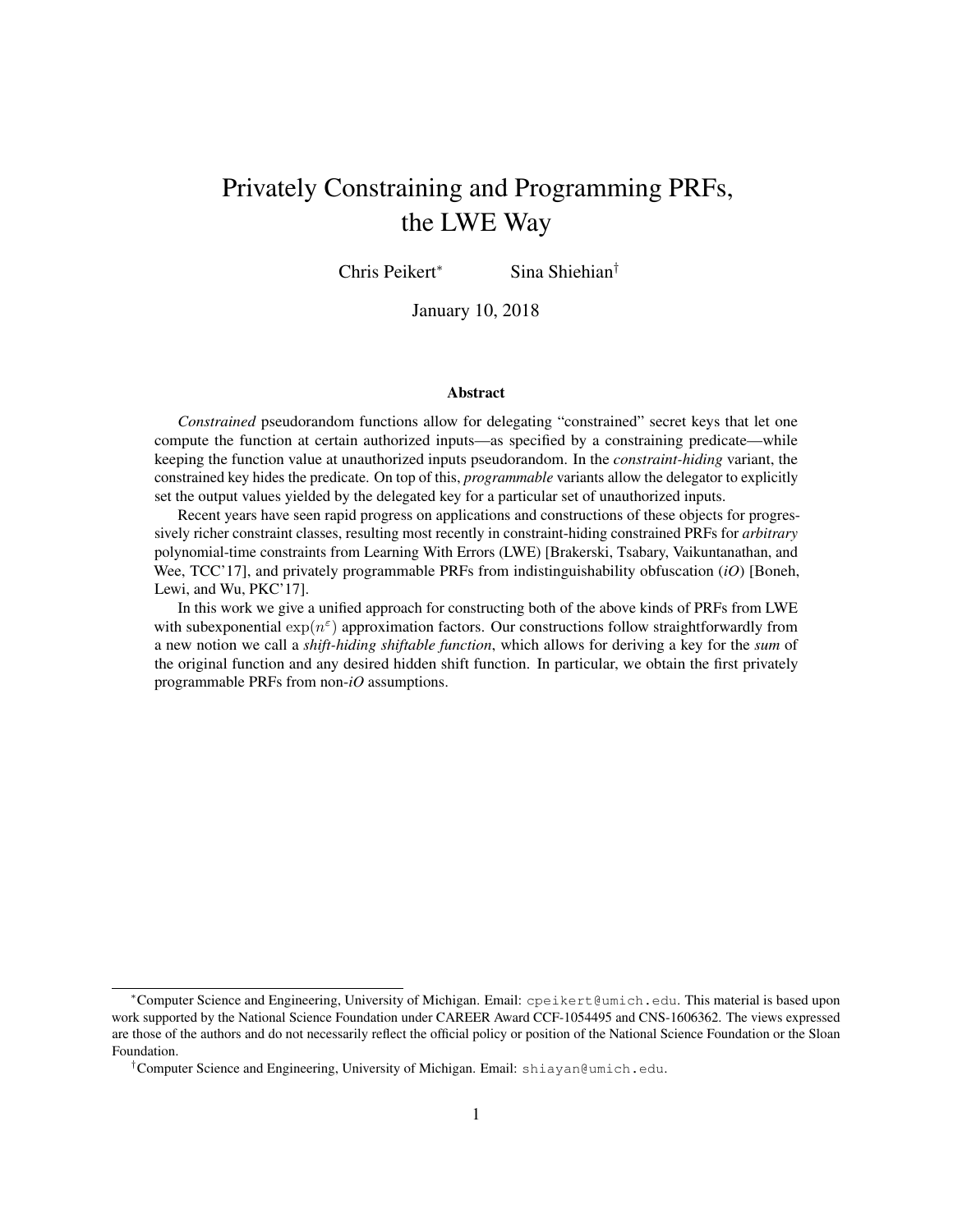# Privately Constraining and Programming PRFs, the LWE Way

Chris Peikert[*] Sina Shiehian[†]

January 10, 2018

## Abstract

*Constrained* pseudorandom functions allow for delegating "constrained" secret keys that let one compute the function at certain authorized inputs—as specified by a constraining predicate—while keeping the function value at unauthorized inputs pseudorandom. In the *constraint-hiding* variant, the constrained key hides the predicate. On top of this, *programmable* variants allow the delegator to explicitly set the output values yielded by the delegated key for a particular set of unauthorized inputs.

Recent years have seen rapid progress on applications and constructions of these objects for progressively richer constraint classes, resulting most recently in constraint-hiding constrained PRFs for *arbitrary* polynomial-time constraints from Learning With Errors (LWE) [Brakerski, Tsabary, Vaikuntanathan, and Wee, TCC'17], and privately programmable PRFs from indistinguishability obfuscation (*iO*) [Boneh, Lewi, and Wu, PKC'17].

In this work we give a unified approach for constructing both of the above kinds of PRFs from LWE with subexponential $\exp(n^{\varepsilon})$ approximation factors. Our constructions follow straightforwardly from a new notion we call a *shift-hiding shiftable function*, which allows for deriving a key for the *sum* of the original function and any desired hidden shift function. In particular, we obtain the first privately programmable PRFs from non-*iO* assumptions.

---

[*] Computer Science and Engineering, University of Michigan. Email: cpeikert@umich.edu. This material is based upon work supported by the National Science Foundation under CAREER Award CCF-1054495 and CNS-1606362. The views expressed are those of the authors and do not necessarily reflect the official policy or position of the National Science Foundation or the Sloan Foundation.

[†] Computer Science and Engineering, University of Michigan. Email: shiayan@umich.edu.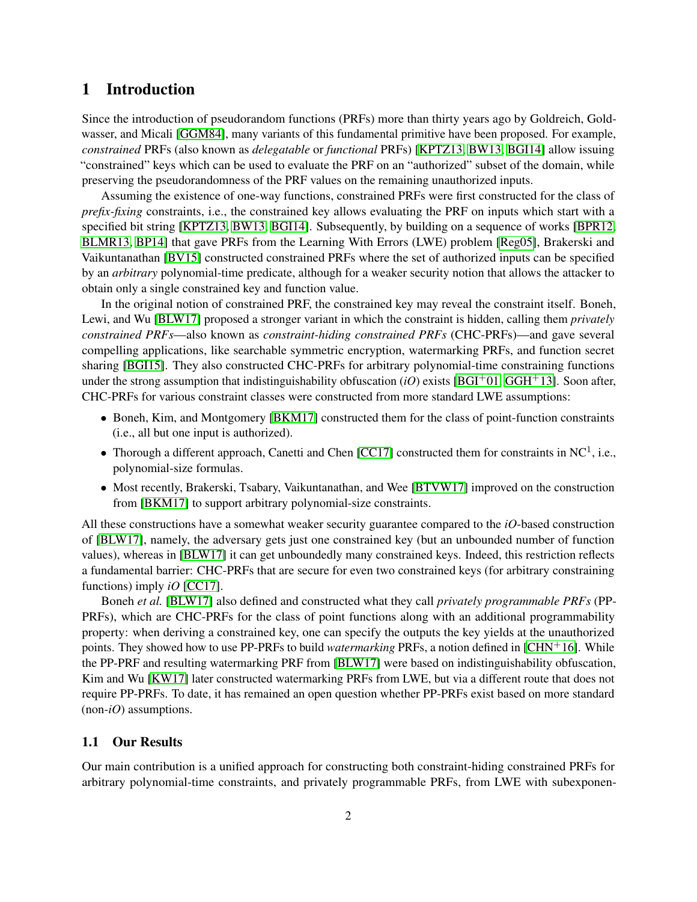# 1 Introduction

Since the introduction of pseudorandom functions (PRFs) more than thirty years ago by Goldreich, Goldwasser, and Micali [GGM84], many variants of this fundamental primitive have been proposed. For example, *constrained* PRFs (also known as *delegatable* or *functional* PRFs) [KPTZ13, BW13, BGI14] allow issuing "constrained" keys which can be used to evaluate the PRF on an "authorized" subset of the domain, while preserving the pseudorandomness of the PRF values on the remaining unauthorized inputs.

Assuming the existence of one-way functions, constrained PRFs were first constructed for the class of *prefix-fixing* constraints, i.e., the constrained key allows evaluating the PRF on inputs which start with a specified bit string [KPTZ13, BW13, BGI14]. Subsequently, by building on a sequence of works [BPR12, BLMR13, BP14] that gave PRFs from the Learning With Errors (LWE) problem [Reg05], Brakerski and Vaikuntanathan [BV15] constructed constrained PRFs where the set of authorized inputs can be specified by an *arbitrary* polynomial-time predicate, although for a weaker security notion that allows the attacker to obtain only a single constrained key and function value.

In the original notion of constrained PRF, the constrained key may reveal the constraint itself. Boneh, Lewi, and Wu [BLW17] proposed a stronger variant in which the constraint is hidden, calling them *privately constrained PRFs*—also known as *constraint-hiding constrained PRFs* (CHC-PRFs)—and gave several compelling applications, like searchable symmetric encryption, watermarking PRFs, and function secret sharing [BGI15]. They also constructed CHC-PRFs for arbitrary polynomial-time constraining functions under the strong assumption that indistinguishability obfuscation (*iO*) exists [BGI+01, GGH+13]. Soon after, CHC-PRFs for various constraint classes were constructed from more standard LWE assumptions:

- Boneh, Kim, and Montgomery [BKM17] constructed them for the class of point-function constraints (i.e., all but one input is authorized).
- Thorough a different approach, Canetti and Chen [CC17] constructed them for constraints in $\mathrm{NC}^1$, i.e., polynomial-size formulas.
- Most recently, Brakerski, Tsabary, Vaikuntanathan, and Wee [BTVW17] improved on the construction from [BKM17] to support arbitrary polynomial-size constraints.

All these constructions have a somewhat weaker security guarantee compared to the *iO*-based construction of [BLW17], namely, the adversary gets just one constrained key (but an unbounded number of function values), whereas in [BLW17] it can get unboundedly many constrained keys. Indeed, this restriction reflects a fundamental barrier: CHC-PRFs that are secure for even two constrained keys (for arbitrary constraining functions) imply *iO* [CC17].

Boneh *et al.* [BLW17] also defined and constructed what they call *privately programmable PRFs* (PP-PRFs), which are CHC-PRFs for the class of point functions along with an additional programmability property: when deriving a constrained key, one can specify the outputs the key yields at the unauthorized points. They showed how to use PP-PRFs to build *watermarking* PRFs, a notion defined in [CHN+16]. While the PP-PRF and resulting watermarking PRF from [BLW17] were based on indistinguishability obfuscation, Kim and Wu [KW17] later constructed watermarking PRFs from LWE, but via a different route that does not require PP-PRFs. To date, it has remained an open question whether PP-PRFs exist based on more standard (non-*iO*) assumptions.

## 1.1 Our Results

Our main contribution is a unified approach for constructing both constraint-hiding constrained PRFs for arbitrary polynomial-time constraints, and privately programmable PRFs, from LWE with subexponen-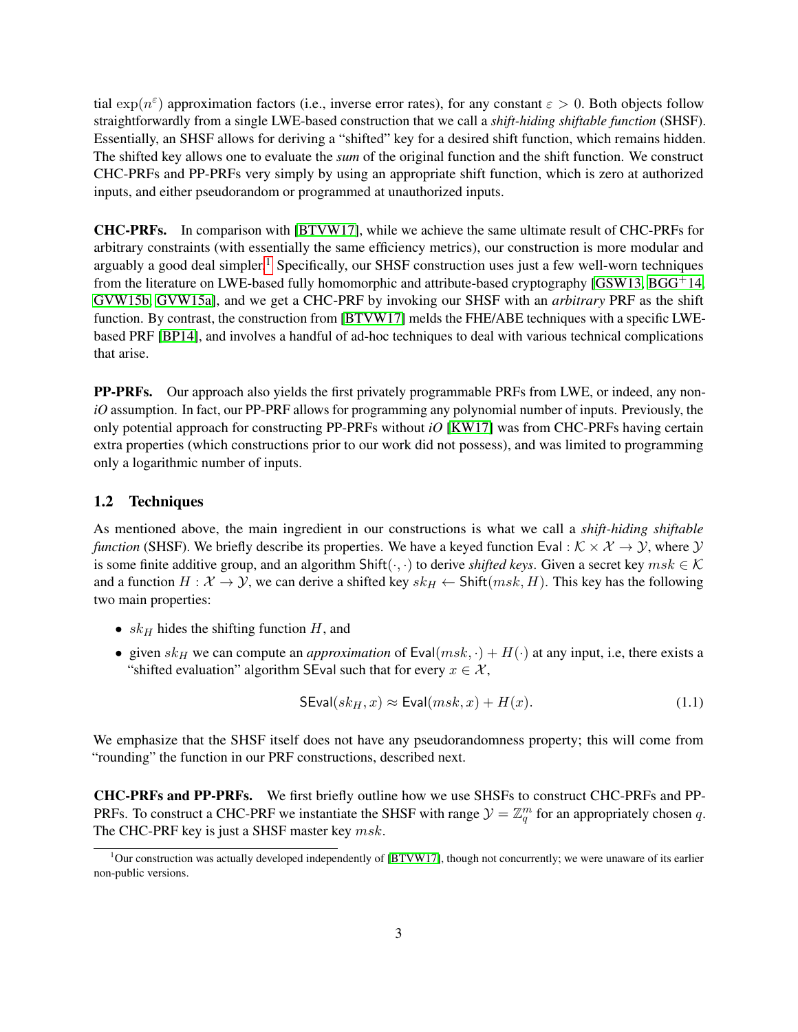tial $\exp(n^{\varepsilon})$ approximation factors (i.e., inverse error rates), for any constant $\varepsilon > 0$. Both objects follow straightforwardly from a single LWE-based construction that we call a *shift-hiding shiftable function* (SHSF). Essentially, an SHSF allows for deriving a "shifted" key for a desired shift function, which remains hidden. The shifted key allows one to evaluate the *sum* of the original function and the shift function. We construct CHC-PRFs and PP-PRFs very simply by using an appropriate shift function, which is zero at authorized inputs, and either pseudorandom or programmed at unauthorized inputs.

**CHC-PRFs.** In comparison with [BTVW17], while we achieve the same ultimate result of CHC-PRFs for arbitrary constraints (with essentially the same efficiency metrics), our construction is more modular and arguably a good deal simpler.[1] Specifically, our SHSF construction uses just a few well-worn techniques from the literature on LWE-based fully homomorphic and attribute-based cryptography [GSW13, BGG+14, GVW15b, GVW15a], and we get a CHC-PRF by invoking our SHSF with an *arbitrary* PRF as the shift function. By contrast, the construction from [BTVW17] melds the FHE/ABE techniques with a specific LWE-based PRF [BP14], and involves a handful of ad-hoc techniques to deal with various technical complications that arise.

**PP-PRFs.** Our approach also yields the first privately programmable PRFs from LWE, or indeed, any non-*iO* assumption. In fact, our PP-PRF allows for programming any polynomial number of inputs. Previously, the only potential approach for constructing PP-PRFs without *iO* [KW17] was from CHC-PRFs having certain extra properties (which constructions prior to our work did not possess), and was limited to programming only a logarithmic number of inputs.

## 1.2 Techniques

As mentioned above, the main ingredient in our constructions is what we call a *shift-hiding shiftable function* (SHSF). We briefly describe its properties. We have a keyed function $\mathsf{Eval} : \mathcal{K} \times \mathcal{X} \to \mathcal{Y}$, where $\mathcal{Y}$ is some finite additive group, and an algorithm $\mathsf{Shift}(\cdot, \cdot)$ to derive *shifted keys*. Given a secret key $msk \in \mathcal{K}$ and a function $H : \mathcal{X} \to \mathcal{Y}$, we can derive a shifted key $sk_H \leftarrow \mathsf{Shift}(msk, H)$. This key has the following two main properties:

- $sk_H$ hides the shifting function $H$, and
- given $sk_H$ we can compute an *approximation* of $\mathsf{Eval}(msk, \cdot) + H(\cdot)$ at any input, i.e, there exists a "shifted evaluation" algorithm $\mathsf{SEval}$ such that for every $x \in \mathcal{X}$,

$$\mathsf{SEval}(sk_H, x) \approx \mathsf{Eval}(msk, x) + H(x). \tag{1.1}$$

We emphasize that the SHSF itself does not have any pseudorandomness property; this will come from "rounding" the function in our PRF constructions, described next.

**CHC-PRFs and PP-PRFs.** We first briefly outline how we use SHSFs to construct CHC-PRFs and PP-PRFs. To construct a CHC-PRF we instantiate the SHSF with range $\mathcal{Y} = \mathbb{Z}_q^m$ for an appropriately chosen $q$. The CHC-PRF key is just a SHSF master key $msk$.

[1] Our construction was actually developed independently of [BTVW17], though not concurrently; we were unaware of its earlier non-public versions.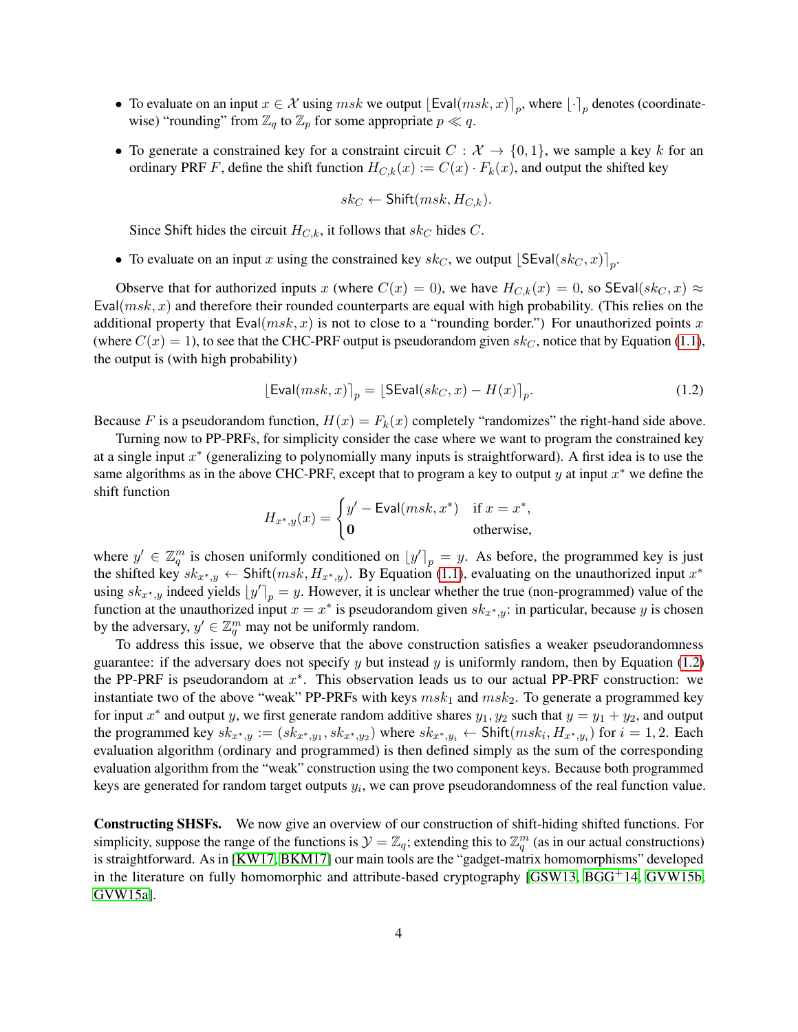- To evaluate on an input $x \in \mathcal{X}$ using $msk$ we output $\lfloor \mathsf{Eval}(msk, x) \rceil_p$, where $\lfloor \cdot \rceil_p$ denotes (coordinate-wise) "rounding" from $\mathbb{Z}_q$ to $\mathbb{Z}_p$ for some appropriate $p \ll q$.

- To generate a constrained key for a constraint circuit $C : \mathcal{X} \to \{0, 1\}$, we sample a key $k$ for an ordinary PRF $F$, define the shift function $H_{C,k}(x) := C(x) \cdot F_k(x)$, and output the shifted key

$$sk_C \leftarrow \mathsf{Shift}(msk, H_{C,k}).$$

  Since Shift hides the circuit $H_{C,k}$, it follows that $sk_C$ hides $C$.

- To evaluate on an input $x$ using the constrained key $sk_C$, we output $\lfloor \mathsf{SEval}(sk_C, x) \rceil_p$.

Observe that for authorized inputs $x$ (where $C(x) = 0$), we have $H_{C,k}(x) = 0$, so $\mathsf{SEval}(sk_C, x) \approx \mathsf{Eval}(msk, x)$ and therefore their rounded counterparts are equal with high probability. (This relies on the additional property that $\mathsf{Eval}(msk, x)$ is not to close to a "rounding border.") For unauthorized points $x$ (where $C(x) = 1$), to see that the CHC-PRF output is pseudorandom given $sk_C$, notice that by Equation (1.1), the output is (with high probability)

$$\lfloor \mathsf{Eval}(msk, x) \rceil_p = \lfloor \mathsf{SEval}(sk_C, x) - H(x) \rceil_p. \tag{1.2}$$

Because $F$ is a pseudorandom function, $H(x) = F_k(x)$ completely "randomizes" the right-hand side above.

Turning now to PP-PRFs, for simplicity consider the case where we want to program the constrained key at a single input $x^*$ (generalizing to polynomially many inputs is straightforward). A first idea is to use the same algorithms as in the above CHC-PRF, except that to program a key to output $y$ at input $x^*$ we define the shift function

$$H_{x^*,y}(x) = \begin{cases} y' - \mathsf{Eval}(msk, x^*) & \text{if } x = x^*, \\ \mathbf{0} & \text{otherwise,} \end{cases}$$

where $y' \in \mathbb{Z}_q^m$ is chosen uniformly conditioned on $\lfloor y' \rceil_p = y$. As before, the programmed key is just the shifted key $sk_{x^*,y} \leftarrow \mathsf{Shift}(msk, H_{x^*,y})$. By Equation (1.1), evaluating on the unauthorized input $x^*$ using $sk_{x^*,y}$ indeed yields $\lfloor y' \rceil_p = y$. However, it is unclear whether the true (non-programmed) value of the function at the unauthorized input $x = x^*$ is pseudorandom given $sk_{x^*,y}$: in particular, because $y$ is chosen by the adversary, $y' \in \mathbb{Z}_q^m$ may not be uniformly random.

To address this issue, we observe that the above construction satisfies a weaker pseudorandomness guarantee: if the adversary does not specify $y$ but instead $y$ is uniformly random, then by Equation (1.2) the PP-PRF is pseudorandom at $x^*$. This observation leads us to our actual PP-PRF construction: we instantiate two of the above "weak" PP-PRFs with keys $msk_1$ and $msk_2$. To generate a programmed key for input $x^*$ and output $y$, we first generate random additive shares $y_1, y_2$ such that $y = y_1 + y_2$, and output the programmed key $sk_{x^*,y} := (sk_{x^*,y_1}, sk_{x^*,y_2})$ where $sk_{x^*,y_i} \leftarrow \mathsf{Shift}(msk_i, H_{x^*,y_i})$ for $i = 1, 2$. Each evaluation algorithm (ordinary and programmed) is then defined simply as the sum of the corresponding evaluation algorithm from the "weak" construction using the two component keys. Because both programmed keys are generated for random target outputs $y_i$, we can prove pseudorandomness of the real function value.

**Constructing SHSFs.** We now give an overview of our construction of shift-hiding shifted functions. For simplicity, suppose the range of the functions is $\mathcal{Y} = \mathbb{Z}_q$; extending this to $\mathbb{Z}_q^m$ (as in our actual constructions) is straightforward. As in [KW17, BKM17] our main tools are the "gadget-matrix homomorphisms" developed in the literature on fully homomorphic and attribute-based cryptography [GSW13, BGG+14, GVW15b, GVW15a].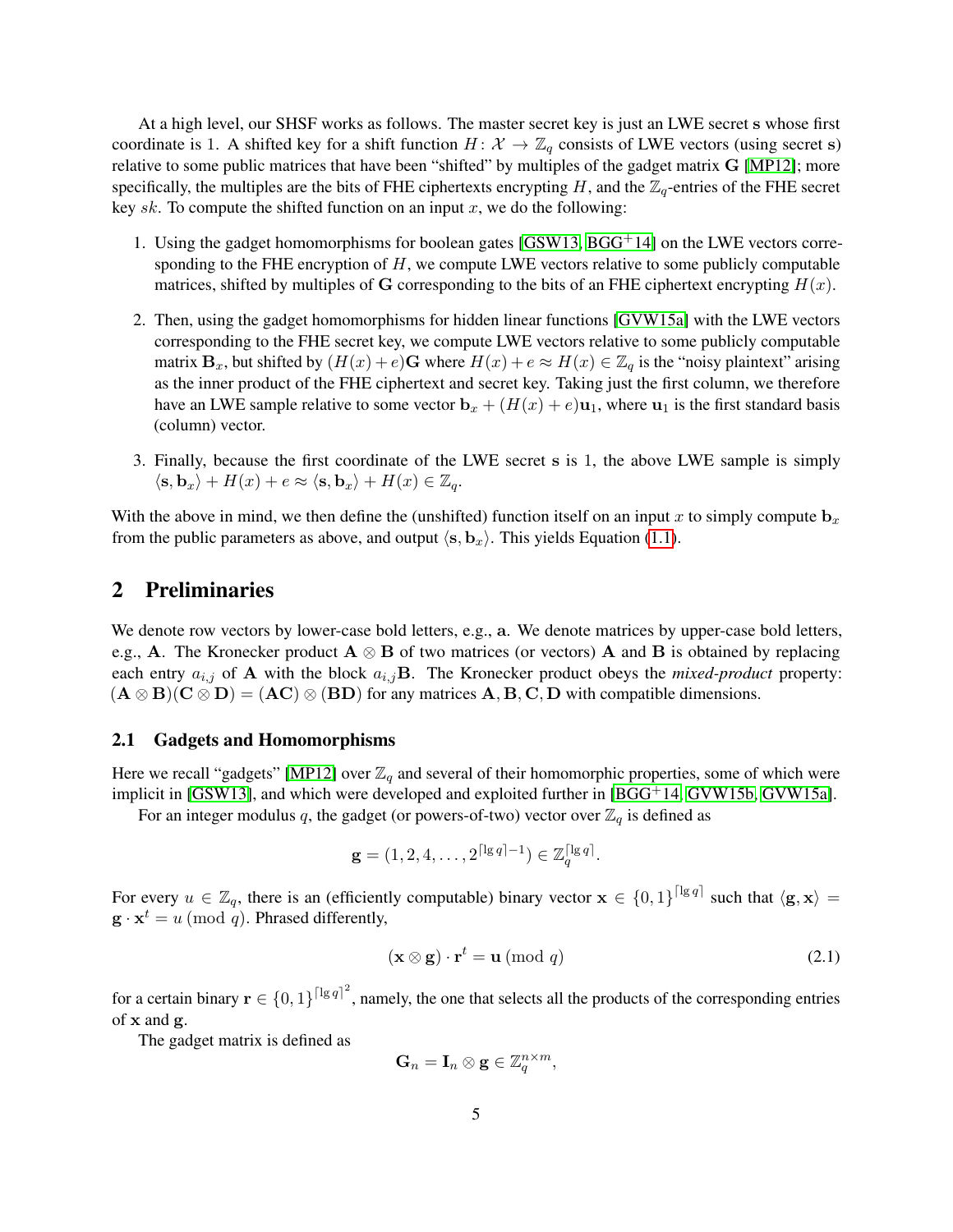At a high level, our SHSF works as follows. The master secret key is just an LWE secret $\mathbf{s}$ whose first coordinate is 1. A shifted key for a shift function $H\colon \mathcal{X} \to \mathbb{Z}_q$ consists of LWE vectors (using secret $\mathbf{s}$) relative to some public matrices that have been "shifted" by multiples of the gadget matrix $\mathbf{G}$ [MP12]; more specifically, the multiples are the bits of FHE ciphertexts encrypting $H$, and the $\mathbb{Z}_q$-entries of the FHE secret key $sk$. To compute the shifted function on an input $x$, we do the following:

1. Using the gadget homomorphisms for boolean gates [GSW13, BGG+14] on the LWE vectors corresponding to the FHE encryption of $H$, we compute LWE vectors relative to some publicly computable matrices, shifted by multiples of $\mathbf{G}$ corresponding to the bits of an FHE ciphertext encrypting $H(x)$.
2. Then, using the gadget homomorphisms for hidden linear functions [GVW15a] with the LWE vectors corresponding to the FHE secret key, we compute LWE vectors relative to some publicly computable matrix $\mathbf{B}_x$, but shifted by $(H(x)+e)\mathbf{G}$ where $H(x)+e \approx H(x) \in \mathbb{Z}_q$ is the "noisy plaintext" arising as the inner product of the FHE ciphertext and secret key. Taking just the first column, we therefore have an LWE sample relative to some vector $\mathbf{b}_x + (H(x)+e)\mathbf{u}_1$, where $\mathbf{u}_1$ is the first standard basis (column) vector.
3. Finally, because the first coordinate of the LWE secret $\mathbf{s}$ is 1, the above LWE sample is simply $\langle \mathbf{s}, \mathbf{b}_x \rangle + H(x) + e \approx \langle \mathbf{s}, \mathbf{b}_x \rangle + H(x) \in \mathbb{Z}_q$.

With the above in mind, we then define the (unshifted) function itself on an input $x$ to simply compute $\mathbf{b}_x$ from the public parameters as above, and output $\langle \mathbf{s}, \mathbf{b}_x \rangle$. This yields Equation (1.1).

## 2 Preliminaries

We denote row vectors by lower-case bold letters, e.g., $\mathbf{a}$. We denote matrices by upper-case bold letters, e.g., $\mathbf{A}$. The Kronecker product $\mathbf{A} \otimes \mathbf{B}$ of two matrices (or vectors) $\mathbf{A}$ and $\mathbf{B}$ is obtained by replacing each entry $a_{i,j}$ of $\mathbf{A}$ with the block $a_{i,j}\mathbf{B}$. The Kronecker product obeys the *mixed-product* property: $(\mathbf{A} \otimes \mathbf{B})(\mathbf{C} \otimes \mathbf{D}) = (\mathbf{AC}) \otimes (\mathbf{BD})$ for any matrices $\mathbf{A}, \mathbf{B}, \mathbf{C}, \mathbf{D}$ with compatible dimensions.

### 2.1 Gadgets and Homomorphisms

Here we recall "gadgets" [MP12] over $\mathbb{Z}_q$ and several of their homomorphic properties, some of which were implicit in [GSW13], and which were developed and exploited further in [BGG+14, GVW15b, GVW15a].

For an integer modulus $q$, the gadget (or powers-of-two) vector over $\mathbb{Z}_q$ is defined as

$$\mathbf{g} = (1, 2, 4, \ldots, 2^{\lceil \lg q \rceil - 1}) \in \mathbb{Z}_q^{\lceil \lg q \rceil}.$$

For every $u \in \mathbb{Z}_q$, there is an (efficiently computable) binary vector $\mathbf{x} \in \{0,1\}^{\lceil \lg q \rceil}$ such that $\langle \mathbf{g}, \mathbf{x} \rangle = \mathbf{g} \cdot \mathbf{x}^t = u \pmod{q}$. Phrased differently,

$$(\mathbf{x} \otimes \mathbf{g}) \cdot \mathbf{r}^t = \mathbf{u} \pmod{q} \tag{2.1}$$

for a certain binary $\mathbf{r} \in \{0,1\}^{\lceil \lg q \rceil^2}$, namely, the one that selects all the products of the corresponding entries of $\mathbf{x}$ and $\mathbf{g}$.

The gadget matrix is defined as

$$\mathbf{G}_n = \mathbf{I}_n \otimes \mathbf{g} \in \mathbb{Z}_q^{n \times m},$$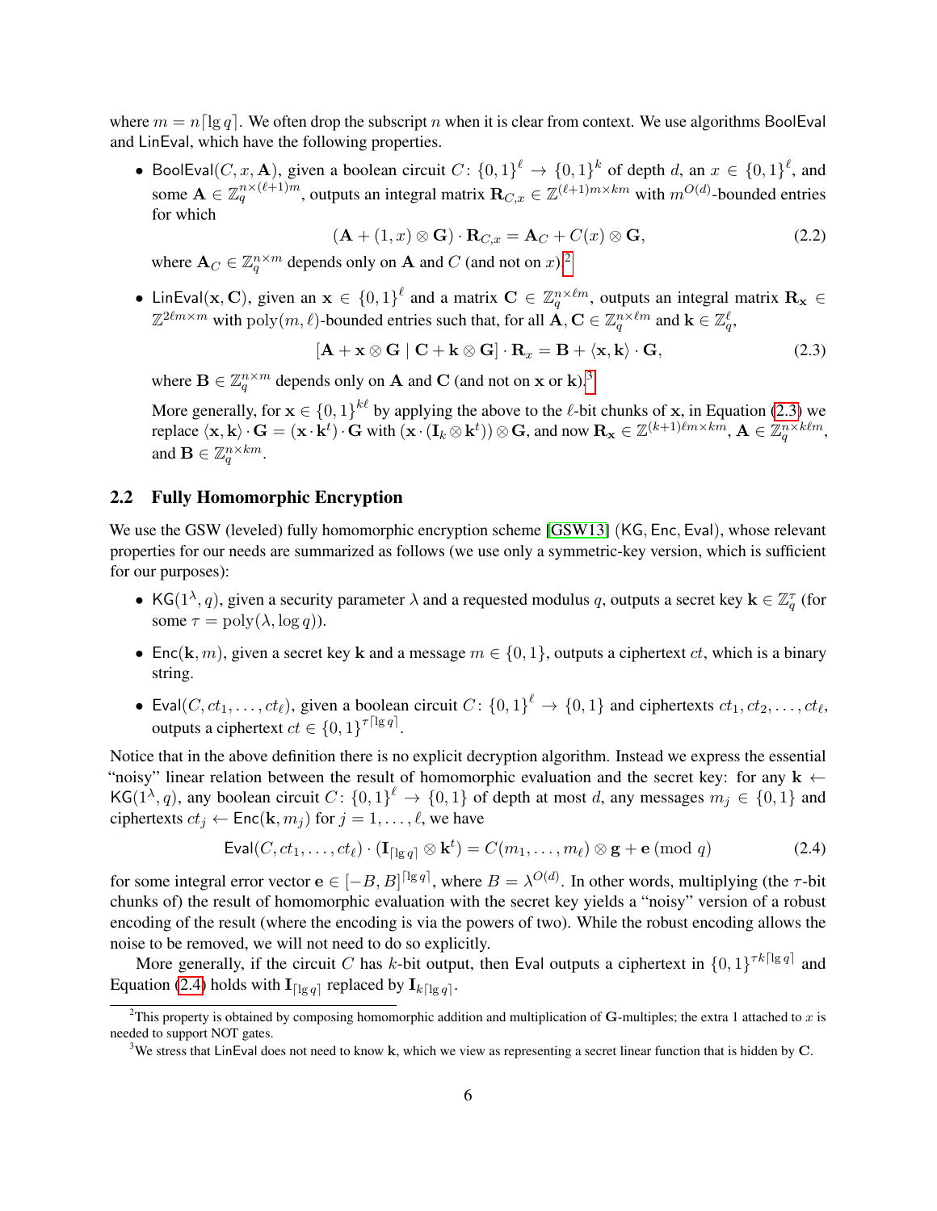where $m = n\lceil \lg q \rceil$. We often drop the subscript $n$ when it is clear from context. We use algorithms $\mathsf{BoolEval}$ and $\mathsf{LinEval}$, which have the following properties.

- $\mathsf{BoolEval}(C, x, \mathbf{A})$, given a boolean circuit $C\colon \{0,1\}^\ell \to \{0,1\}^k$ of depth $d$, an $x \in \{0,1\}^\ell$, and some $\mathbf{A} \in \mathbb{Z}_q^{n \times (\ell+1)m}$, outputs an integral matrix $\mathbf{R}_{C,x} \in \mathbb{Z}^{(\ell+1)m \times km}$ with $m^{O(d)}$-bounded entries for which

$$(\mathbf{A} + (1, x) \otimes \mathbf{G}) \cdot \mathbf{R}_{C,x} = \mathbf{A}_C + C(x) \otimes \mathbf{G}, \tag{2.2}$$

  where $\mathbf{A}_C \in \mathbb{Z}_q^{n \times m}$ depends only on $\mathbf{A}$ and $C$ (and not on $x$).[2]

- $\mathsf{LinEval}(\mathbf{x}, \mathbf{C})$, given an $\mathbf{x} \in \{0,1\}^\ell$ and a matrix $\mathbf{C} \in \mathbb{Z}_q^{n \times \ell m}$, outputs an integral matrix $\mathbf{R}_\mathbf{x} \in \mathbb{Z}^{2\ell m \times m}$ with $\mathrm{poly}(m, \ell)$-bounded entries such that, for all $\mathbf{A}, \mathbf{C} \in \mathbb{Z}_q^{n \times \ell m}$ and $\mathbf{k} \in \mathbb{Z}_q^\ell$,

$$[\mathbf{A} + \mathbf{x} \otimes \mathbf{G} \mid \mathbf{C} + \mathbf{k} \otimes \mathbf{G}] \cdot \mathbf{R}_\mathbf{x} = \mathbf{B} + \langle \mathbf{x}, \mathbf{k} \rangle \cdot \mathbf{G}, \tag{2.3}$$

  where $\mathbf{B} \in \mathbb{Z}_q^{n \times m}$ depends only on $\mathbf{A}$ and $\mathbf{C}$ (and not on $\mathbf{x}$ or $\mathbf{k}$).[3]

  More generally, for $\mathbf{x} \in \{0,1\}^{k\ell}$ by applying the above to the $\ell$-bit chunks of $\mathbf{x}$, in Equation (2.3) we replace $\langle \mathbf{x}, \mathbf{k} \rangle \cdot \mathbf{G} = (\mathbf{x} \cdot \mathbf{k}^t) \cdot \mathbf{G}$ with $(\mathbf{x} \cdot (\mathbf{I}_k \otimes \mathbf{k}^t)) \otimes \mathbf{G}$, and now $\mathbf{R}_\mathbf{x} \in \mathbb{Z}^{(k+1)\ell m \times km}$, $\mathbf{A} \in \mathbb{Z}_q^{n \times k\ell m}$, and $\mathbf{B} \in \mathbb{Z}_q^{n \times km}$.

## 2.2 Fully Homomorphic Encryption

We use the GSW (leveled) fully homomorphic encryption scheme [GSW13] ($\mathsf{KG}, \mathsf{Enc}, \mathsf{Eval}$), whose relevant properties for our needs are summarized as follows (we use only a symmetric-key version, which is sufficient for our purposes):

- $\mathsf{KG}(1^\lambda, q)$, given a security parameter $\lambda$ and a requested modulus $q$, outputs a secret key $\mathbf{k} \in \mathbb{Z}_q^\tau$ (for some $\tau = \mathrm{poly}(\lambda, \log q)$).
- $\mathsf{Enc}(\mathbf{k}, m)$, given a secret key $\mathbf{k}$ and a message $m \in \{0,1\}$, outputs a ciphertext $ct$, which is a binary string.
- $\mathsf{Eval}(C, ct_1, \ldots, ct_\ell)$, given a boolean circuit $C\colon \{0,1\}^\ell \to \{0,1\}$ and ciphertexts $ct_1, ct_2, \ldots, ct_\ell$, outputs a ciphertext $ct \in \{0,1\}^{\tau\lceil \lg q \rceil}$.

Notice that in the above definition there is no explicit decryption algorithm. Instead we express the essential "noisy" linear relation between the result of homomorphic evaluation and the secret key: for any $\mathbf{k} \leftarrow \mathsf{KG}(1^\lambda, q)$, any boolean circuit $C\colon \{0,1\}^\ell \to \{0,1\}$ of depth at most $d$, any messages $m_j \in \{0,1\}$ and ciphertexts $ct_j \leftarrow \mathsf{Enc}(\mathbf{k}, m_j)$ for $j = 1, \ldots, \ell$, we have

$$\mathsf{Eval}(C, ct_1, \ldots, ct_\ell) \cdot (\mathbf{I}_{\lceil \lg q \rceil} \otimes \mathbf{k}^t) = C(m_1, \ldots, m_\ell) \otimes \mathbf{g} + \mathbf{e} \pmod q \tag{2.4}$$

for some integral error vector $\mathbf{e} \in [-B, B]^{\lceil \lg q \rceil}$, where $B = \lambda^{O(d)}$. In other words, multiplying (the $\tau$-bit chunks of) the result of homomorphic evaluation with the secret key yields a "noisy" version of a robust encoding of the result (where the encoding is via the powers of two). While the robust encoding allows the noise to be removed, we will not need to do so explicitly.

More generally, if the circuit $C$ has $k$-bit output, then $\mathsf{Eval}$ outputs a ciphertext in $\{0,1\}^{\tau k \lceil \lg q \rceil}$ and Equation (2.4) holds with $\mathbf{I}_{\lceil \lg q \rceil}$ replaced by $\mathbf{I}_{k\lceil \lg q \rceil}$.

---

[2] This property is obtained by composing homomorphic addition and multiplication of $\mathbf{G}$-multiples; the extra 1 attached to $x$ is needed to support NOT gates.

[3] We stress that $\mathsf{LinEval}$ does not need to know $\mathbf{k}$, which we view as representing a secret linear function that is hidden by $\mathbf{C}$.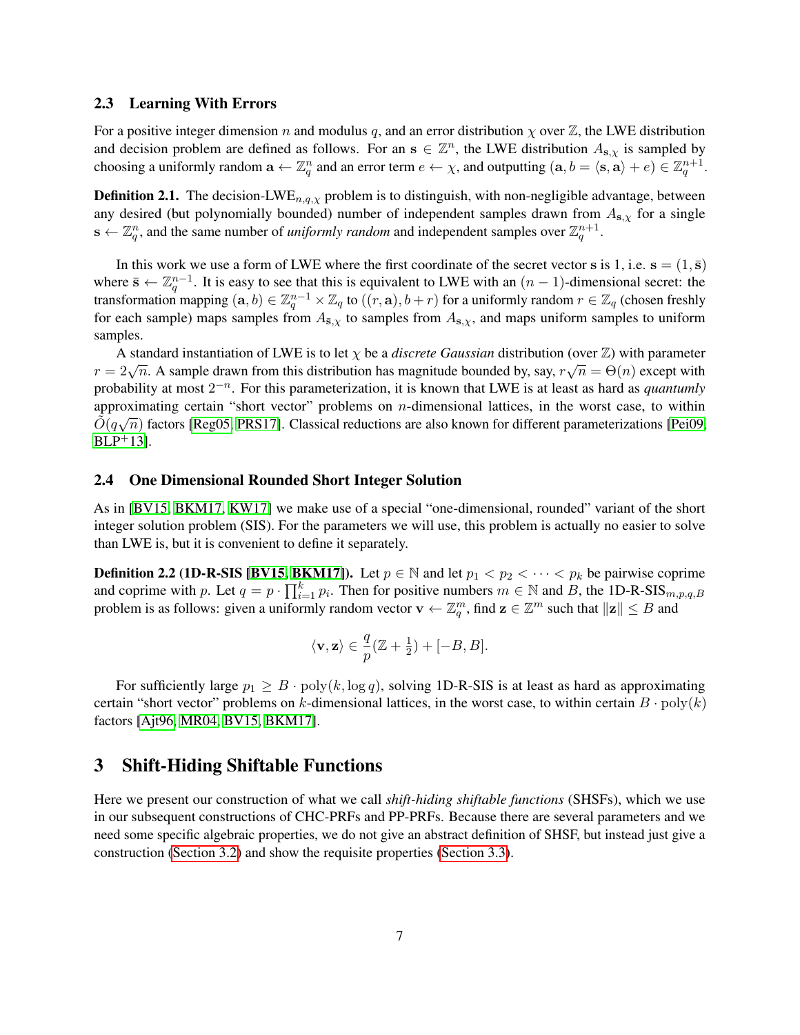### 2.3 Learning With Errors

For a positive integer dimension $n$ and modulus $q$, and an error distribution $\chi$ over $\mathbb{Z}$, the LWE distribution and decision problem are defined as follows. For an $\mathbf{s} \in \mathbb{Z}^n$, the LWE distribution $A_{\mathbf{s},\chi}$ is sampled by choosing a uniformly random $\mathbf{a} \leftarrow \mathbb{Z}_q^n$ and an error term $e \leftarrow \chi$, and outputting $(\mathbf{a}, b = \langle \mathbf{s}, \mathbf{a} \rangle + e) \in \mathbb{Z}_q^{n+1}$.

**Definition 2.1.** The decision-LWE$_{n,q,\chi}$ problem is to distinguish, with non-negligible advantage, between any desired (but polynomially bounded) number of independent samples drawn from $A_{\mathbf{s},\chi}$ for a single $\mathbf{s} \leftarrow \mathbb{Z}_q^n$, and the same number of *uniformly random* and independent samples over $\mathbb{Z}_q^{n+1}$.

In this work we use a form of LWE where the first coordinate of the secret vector $\mathbf{s}$ is 1, i.e. $\mathbf{s} = (1, \bar{\mathbf{s}})$ where $\bar{\mathbf{s}} \leftarrow \mathbb{Z}_q^{n-1}$. It is easy to see that this is equivalent to LWE with an $(n-1)$-dimensional secret: the transformation mapping $(\mathbf{a}, b) \in \mathbb{Z}_q^{n-1} \times \mathbb{Z}_q$ to $((r, \mathbf{a}), b + r)$ for a uniformly random $r \in \mathbb{Z}_q$ (chosen freshly for each sample) maps samples from $A_{\bar{\mathbf{s}},\chi}$ to samples from $A_{\mathbf{s},\chi}$, and maps uniform samples to uniform samples.

A standard instantiation of LWE is to let $\chi$ be a *discrete Gaussian* distribution (over $\mathbb{Z}$) with parameter $r = 2\sqrt{n}$. A sample drawn from this distribution has magnitude bounded by, say, $r\sqrt{n} = \Theta(n)$ except with probability at most $2^{-n}$. For this parameterization, it is known that LWE is at least as hard as *quantumly* approximating certain "short vector" problems on $n$-dimensional lattices, in the worst case, to within $\tilde{O}(q\sqrt{n})$ factors [Reg05, PRS17]. Classical reductions are also known for different parameterizations [Pei09, BLP+13].

### 2.4 One Dimensional Rounded Short Integer Solution

As in [BV15, BKM17, KW17] we make use of a special "one-dimensional, rounded" variant of the short integer solution problem (SIS). For the parameters we will use, this problem is actually no easier to solve than LWE is, but it is convenient to define it separately.

**Definition 2.2 (1D-R-SIS [BV15, BKM17]).** Let $p \in \mathbb{N}$ and let $p_1 < p_2 < \cdots < p_k$ be pairwise coprime and coprime with $p$. Let $q = p \cdot \prod_{i=1}^{k} p_i$. Then for positive numbers $m \in \mathbb{N}$ and $B$, the 1D-R-SIS$_{m,p,q,B}$ problem is as follows: given a uniformly random vector $\mathbf{v} \leftarrow \mathbb{Z}_q^m$, find $\mathbf{z} \in \mathbb{Z}^m$ such that $\|\mathbf{z}\| \leq B$ and

$$\langle \mathbf{v}, \mathbf{z} \rangle \in \frac{q}{p}(\mathbb{Z} + \tfrac{1}{2}) + [-B, B].$$

For sufficiently large $p_1 \geq B \cdot \mathrm{poly}(k, \log q)$, solving 1D-R-SIS is at least as hard as approximating certain "short vector" problems on $k$-dimensional lattices, in the worst case, to within certain $B \cdot \mathrm{poly}(k)$ factors [Ajt96, MR04, BV15, BKM17].

## 3 Shift-Hiding Shiftable Functions

Here we present our construction of what we call *shift-hiding shiftable functions* (SHSFs), which we use in our subsequent constructions of CHC-PRFs and PP-PRFs. Because there are several parameters and we need some specific algebraic properties, we do not give an abstract definition of SHSF, but instead just give a construction (Section 3.2) and show the requisite properties (Section 3.3).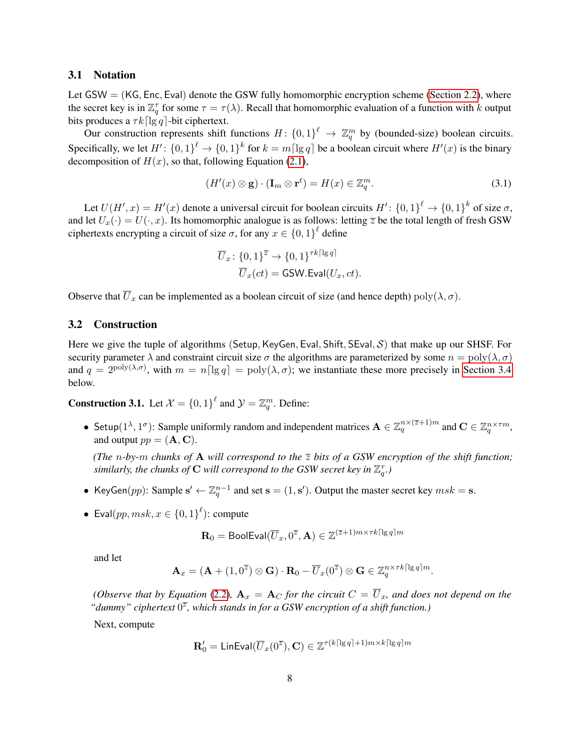### 3.1 Notation

Let $\mathsf{GSW} = (\mathsf{KG}, \mathsf{Enc}, \mathsf{Eval})$ denote the GSW fully homomorphic encryption scheme (Section 2.2), where the secret key is in $\mathbb{Z}_q^\tau$ for some $\tau = \tau(\lambda)$. Recall that homomorphic evaluation of a function with $k$ output bits produces a $\tau k \lceil \lg q \rceil$-bit ciphertext.

Our construction represents shift functions $H \colon \{0,1\}^\ell \to \mathbb{Z}_q^m$ by (bounded-size) boolean circuits. Specifically, we let $H' \colon \{0,1\}^\ell \to \{0,1\}^k$ for $k = m\lceil \lg q \rceil$ be a boolean circuit where $H'(x)$ is the binary decomposition of $H(x)$, so that, following Equation (2.1),

$$(H'(x) \otimes \mathbf{g}) \cdot (\mathbf{I}_m \otimes \mathbf{r}^t) = H(x) \in \mathbb{Z}_q^m. \tag{3.1}$$

Let $U(H', x) = H'(x)$ denote a universal circuit for boolean circuits $H' \colon \{0,1\}^\ell \to \{0,1\}^k$ of size $\sigma$, and let $U_x(\cdot) = U(\cdot, x)$. Its homomorphic analogue is as follows: letting $\overline{z}$ be the total length of fresh GSW ciphertexts encrypting a circuit of size $\sigma$, for any $x \in \{0,1\}^\ell$ define

$$\begin{aligned} \overline{U}_x \colon \{0,1\}^{\overline{z}} &\to \{0,1\}^{\tau k \lceil \lg q \rceil} \\ \overline{U}_x(ct) &= \mathsf{GSW.Eval}(U_x, ct). \end{aligned}$$

Observe that $\overline{U}_x$ can be implemented as a boolean circuit of size (and hence depth) $\mathrm{poly}(\lambda, \sigma)$.

### 3.2 Construction

Here we give the tuple of algorithms $(\mathsf{Setup}, \mathsf{KeyGen}, \mathsf{Eval}, \mathsf{Shift}, \mathsf{SEval}, \mathcal{S})$ that make up our SHSF. For security parameter $\lambda$ and constraint circuit size $\sigma$ the algorithms are parameterized by some $n = \mathrm{poly}(\lambda, \sigma)$ and $q = 2^{\mathrm{poly}(\lambda, \sigma)}$, with $m = n\lceil \lg q \rceil = \mathrm{poly}(\lambda, \sigma)$; we instantiate these more precisely in Section 3.4 below.

**Construction 3.1.** Let $\mathcal{X} = \{0,1\}^\ell$ and $\mathcal{Y} = \mathbb{Z}_q^m$. Define:

- $\mathsf{Setup}(1^\lambda, 1^\sigma)$: Sample uniformly random and independent matrices $\mathbf{A} \in \mathbb{Z}_q^{n \times (\overline{z}+1)m}$ and $\mathbf{C} \in \mathbb{Z}_q^{n \times \tau m}$, and output $pp = (\mathbf{A}, \mathbf{C})$.

  *(The $n$-by-$m$ chunks of $\mathbf{A}$ will correspond to the $\overline{z}$ bits of a GSW encryption of the shift function; similarly, the chunks of $\mathbf{C}$ will correspond to the GSW secret key in $\mathbb{Z}_q^\tau$.)*

- $\mathsf{KeyGen}(pp)$: Sample $\mathbf{s}' \leftarrow \mathbb{Z}_q^{n-1}$ and set $\mathbf{s} = (1, \mathbf{s}')$. Output the master secret key $msk = \mathbf{s}$.

- $\mathsf{Eval}(pp, msk, x \in \{0,1\}^\ell)$: compute

  $$\mathbf{R}_0 = \mathsf{BoolEval}(\overline{U}_x, 0^{\overline{z}}, \mathbf{A}) \in \mathbb{Z}^{(\overline{z}+1)m \times \tau k \lceil \lg q \rceil m}$$

  and let

  $$\mathbf{A}_x = (\mathbf{A} + (1, 0^{\overline{z}}) \otimes \mathbf{G}) \cdot \mathbf{R}_0 - \overline{U}_x(0^{\overline{z}}) \otimes \mathbf{G} \in \mathbb{Z}_q^{n \times \tau k \lceil \lg q \rceil m}.$$

  *(Observe that by Equation (2.2), $\mathbf{A}_x = \mathbf{A}_C$ for the circuit $C = \overline{U}_x$, and does not depend on the "dummy" ciphertext $0^{\overline{z}}$, which stands in for a GSW encryption of a shift function.)*

  Next, compute

  $$\mathbf{R}'_0 = \mathsf{LinEval}(\overline{U}_x(0^{\overline{z}}), \mathbf{C}) \in \mathbb{Z}^{\tau(k\lceil \lg q \rceil + 1)m \times k \lceil \lg q \rceil m}$$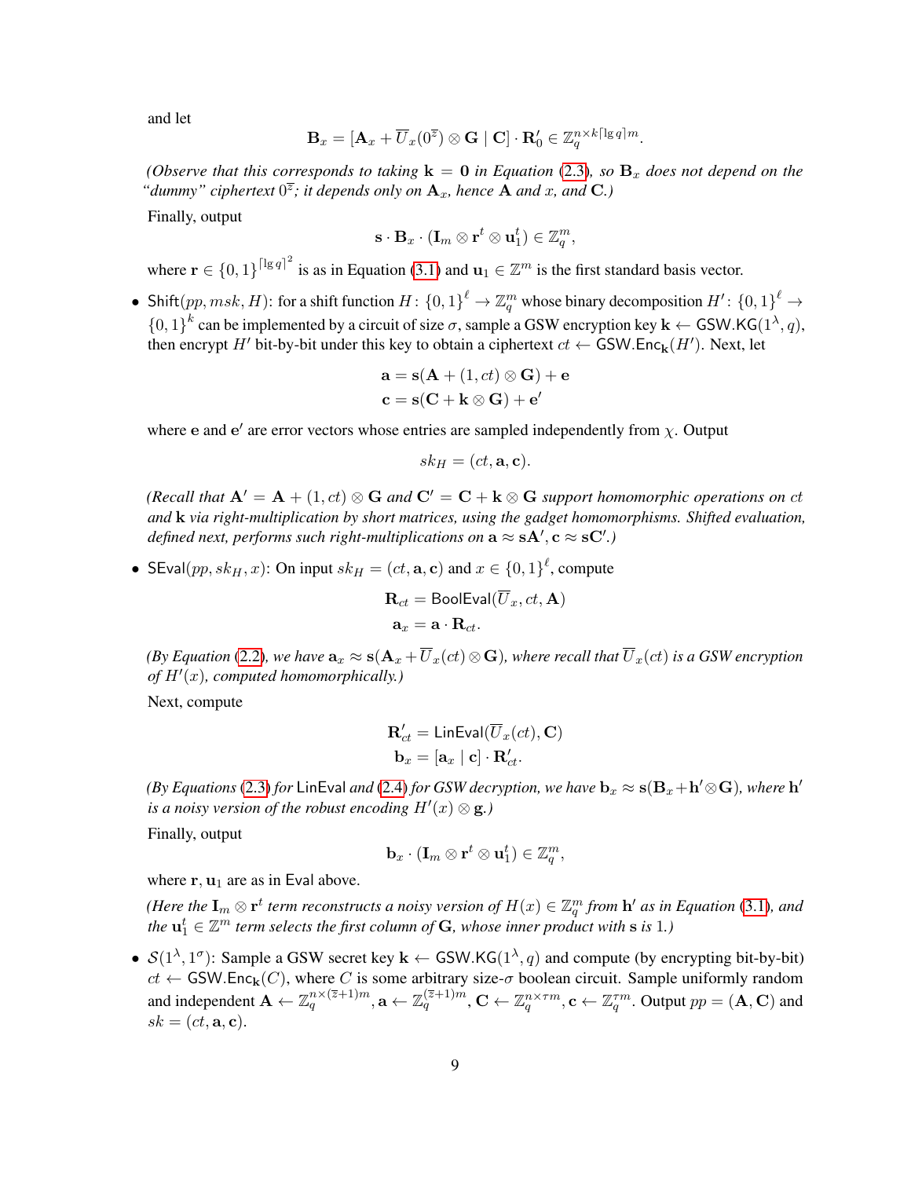and let

$$\mathbf{B}_x = [\mathbf{A}_x + \overline{U}_x(0^{\overline{z}}) \otimes \mathbf{G} \mid \mathbf{C}] \cdot \mathbf{R}'_0 \in \mathbb{Z}_q^{n \times k\lceil \lg q \rceil m}.$$

*(Observe that this corresponds to taking $\mathbf{k} = \mathbf{0}$ in Equation (2.3), so $\mathbf{B}_x$ does not depend on the "dummy" ciphertext $0^{\overline{z}}$; it depends only on $\mathbf{A}_x$, hence $\mathbf{A}$ and $x$, and $\mathbf{C}$.)*

Finally, output

$$\mathbf{s} \cdot \mathbf{B}_x \cdot (\mathbf{I}_m \otimes \mathbf{r}^t \otimes \mathbf{u}_1^t) \in \mathbb{Z}_q^m,$$

where $\mathbf{r} \in \{0,1\}^{\lceil \lg q \rceil^2}$ is as in Equation (3.1) and $\mathbf{u}_1 \in \mathbb{Z}^m$ is the first standard basis vector.

- $\mathsf{Shift}(pp, msk, H)$: for a shift function $H \colon \{0,1\}^\ell \to \mathbb{Z}_q^m$ whose binary decomposition $H' \colon \{0,1\}^\ell \to \{0,1\}^k$ can be implemented by a circuit of size $\sigma$, sample a GSW encryption key $\mathbf{k} \leftarrow \mathsf{GSW.KG}(1^\lambda, q)$, then encrypt $H'$ bit-by-bit under this key to obtain a ciphertext $ct \leftarrow \mathsf{GSW.Enc}_{\mathbf{k}}(H')$. Next, let

$$\mathbf{a} = \mathbf{s}(\mathbf{A} + (1, ct) \otimes \mathbf{G}) + \mathbf{e}$$
$$\mathbf{c} = \mathbf{s}(\mathbf{C} + \mathbf{k} \otimes \mathbf{G}) + \mathbf{e}'$$

where $\mathbf{e}$ and $\mathbf{e}'$ are error vectors whose entries are sampled independently from $\chi$. Output

$$sk_H = (ct, \mathbf{a}, \mathbf{c}).$$

*(Recall that $\mathbf{A}' = \mathbf{A} + (1, ct) \otimes \mathbf{G}$ and $\mathbf{C}' = \mathbf{C} + \mathbf{k} \otimes \mathbf{G}$ support homomorphic operations on $ct$ and $\mathbf{k}$ via right-multiplication by short matrices, using the gadget homomorphisms. Shifted evaluation, defined next, performs such right-multiplications on $\mathbf{a} \approx \mathbf{s}\mathbf{A}', \mathbf{c} \approx \mathbf{s}\mathbf{C}'$.)*

- $\mathsf{SEval}(pp, sk_H, x)$: On input $sk_H = (ct, \mathbf{a}, \mathbf{c})$ and $x \in \{0,1\}^\ell$, compute

$$\mathbf{R}_{ct} = \mathsf{BoolEval}(\overline{U}_x, ct, \mathbf{A})$$
$$\mathbf{a}_x = \mathbf{a} \cdot \mathbf{R}_{ct}.$$

*(By Equation (2.2), we have $\mathbf{a}_x \approx \mathbf{s}(\mathbf{A}_x + \overline{U}_x(ct) \otimes \mathbf{G})$, where recall that $\overline{U}_x(ct)$ is a GSW encryption of $H'(x)$, computed homomorphically.)*

Next, compute

$$\mathbf{R}'_{ct} = \mathsf{LinEval}(\overline{U}_x(ct), \mathbf{C})$$
$$\mathbf{b}_x = [\mathbf{a}_x \mid \mathbf{c}] \cdot \mathbf{R}'_{ct}.$$

*(By Equations (2.3) for $\mathsf{LinEval}$ and (2.4) for GSW decryption, we have $\mathbf{b}_x \approx \mathbf{s}(\mathbf{B}_x + \mathbf{h}' \otimes \mathbf{G})$, where $\mathbf{h}'$ is a noisy version of the robust encoding $H'(x) \otimes \mathbf{g}$.)*

Finally, output

$$\mathbf{b}_x \cdot (\mathbf{I}_m \otimes \mathbf{r}^t \otimes \mathbf{u}_1^t) \in \mathbb{Z}_q^m,$$

where $\mathbf{r}, \mathbf{u}_1$ are as in $\mathsf{Eval}$ above.

*(Here the $\mathbf{I}_m \otimes \mathbf{r}^t$ term reconstructs a noisy version of $H(x) \in \mathbb{Z}_q^m$ from $\mathbf{h}'$ as in Equation (3.1), and the $\mathbf{u}_1^t \in \mathbb{Z}^m$ term selects the first column of $\mathbf{G}$, whose inner product with $\mathbf{s}$ is 1.)*

- $\mathcal{S}(1^\lambda, 1^\sigma)$: Sample a GSW secret key $\mathbf{k} \leftarrow \mathsf{GSW.KG}(1^\lambda, q)$ and compute (by encrypting bit-by-bit) $ct \leftarrow \mathsf{GSW.Enc}_{\mathbf{k}}(C)$, where $C$ is some arbitrary size-$\sigma$ boolean circuit. Sample uniformly random and independent $\mathbf{A} \leftarrow \mathbb{Z}_q^{n \times (\overline{z}+1)m}, \mathbf{a} \leftarrow \mathbb{Z}_q^{(\overline{z}+1)m}, \mathbf{C} \leftarrow \mathbb{Z}_q^{n \times \tau m}, \mathbf{c} \leftarrow \mathbb{Z}_q^{\tau m}$. Output $pp = (\mathbf{A}, \mathbf{C})$ and $sk = (ct, \mathbf{a}, \mathbf{c})$.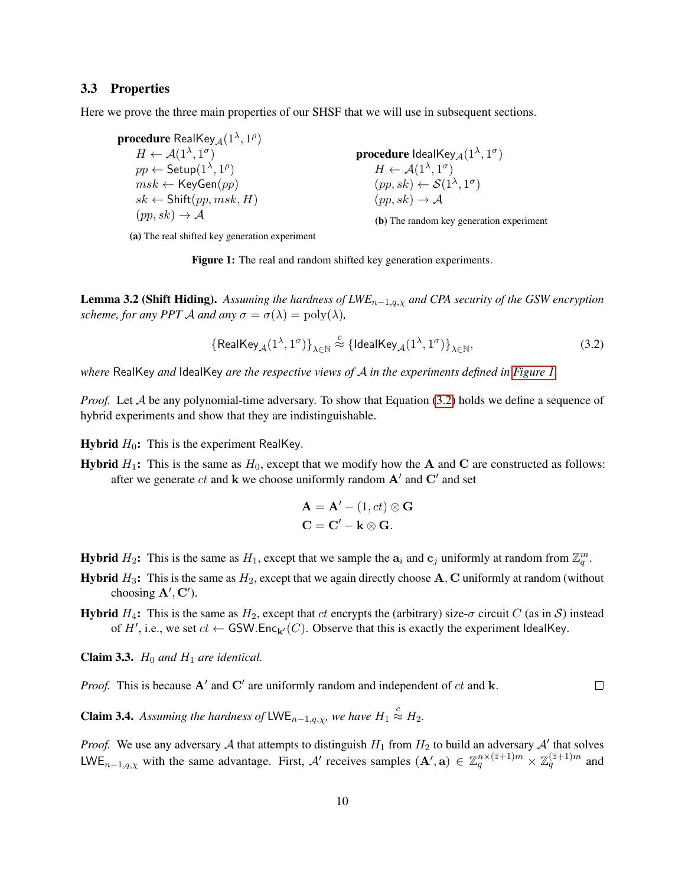### 3.3 Properties

Here we prove the three main properties of our SHSF that we will use in subsequent sections.

**procedure** $\mathsf{RealKey}_{\mathcal{A}}(1^\lambda, 1^\rho)$
  $H \leftarrow \mathcal{A}(1^\lambda, 1^\sigma)$
  $pp \leftarrow \mathsf{Setup}(1^\lambda, 1^\rho)$
  $msk \leftarrow \mathsf{KeyGen}(pp)$
  $sk \leftarrow \mathsf{Shift}(pp, msk, H)$
  $(pp, sk) \rightarrow \mathcal{A}$

**(a)** The real shifted key generation experiment

**procedure** $\mathsf{IdealKey}_{\mathcal{A}}(1^\lambda, 1^\sigma)$
  $H \leftarrow \mathcal{A}(1^\lambda, 1^\sigma)$
  $(pp, sk) \leftarrow \mathcal{S}(1^\lambda, 1^\sigma)$
  $(pp, sk) \rightarrow \mathcal{A}$

**(b)** The random key generation experiment

**Figure 1:** The real and random shifted key generation experiments.

**Lemma 3.2 (Shift Hiding).** *Assuming the hardness of LWE$_{n-1,q,\chi}$ and CPA security of the GSW encryption scheme, for any PPT $\mathcal{A}$ and any $\sigma = \sigma(\lambda) = \mathrm{poly}(\lambda)$,*

$$\{\mathsf{RealKey}_{\mathcal{A}}(1^\lambda, 1^\sigma)\}_{\lambda\in\mathbb{N}} \overset{c}{\approx} \{\mathsf{IdealKey}_{\mathcal{A}}(1^\lambda, 1^\sigma)\}_{\lambda\in\mathbb{N}}, \tag{3.2}$$

*where* RealKey *and* IdealKey *are the respective views of $\mathcal{A}$ in the experiments defined in Figure 1.*

*Proof.* Let $\mathcal{A}$ be any polynomial-time adversary. To show that Equation (3.2) holds we define a sequence of hybrid experiments and show that they are indistinguishable.

**Hybrid $H_0$:** This is the experiment RealKey.

**Hybrid $H_1$:** This is the same as $H_0$, except that we modify how the $\mathbf{A}$ and $\mathbf{C}$ are constructed as follows: after we generate $ct$ and $\mathbf{k}$ we choose uniformly random $\mathbf{A}'$ and $\mathbf{C}'$ and set

$$\mathbf{A} = \mathbf{A}' - (1, ct) \otimes \mathbf{G}$$
$$\mathbf{C} = \mathbf{C}' - \mathbf{k} \otimes \mathbf{G}.$$

**Hybrid $H_2$:** This is the same as $H_1$, except that we sample the $\mathbf{a}_i$ and $\mathbf{c}_j$ uniformly at random from $\mathbb{Z}_q^m$.

**Hybrid $H_3$:** This is the same as $H_2$, except that we again directly choose $\mathbf{A}, \mathbf{C}$ uniformly at random (without choosing $\mathbf{A}', \mathbf{C}'$).

**Hybrid $H_4$:** This is the same as $H_2$, except that $ct$ encrypts the (arbitrary) size-$\sigma$ circuit $C$ (as in $\mathcal{S}$) instead of $H'$, i.e., we set $ct \leftarrow \mathsf{GSW.Enc}_{\mathbf{k}'}(C)$. Observe that this is exactly the experiment IdealKey.

**Claim 3.3.** *$H_0$ and $H_1$ are identical.*

*Proof.* This is because $\mathbf{A}'$ and $\mathbf{C}'$ are uniformly random and independent of $ct$ and $\mathbf{k}$. $\square$

**Claim 3.4.** *Assuming the hardness of* $\mathsf{LWE}_{n-1,q,\chi}$*, we have $H_1 \overset{c}{\approx} H_2$.*

*Proof.* We use any adversary $\mathcal{A}$ that attempts to distinguish $H_1$ from $H_2$ to build an adversary $\mathcal{A}'$ that solves $\mathsf{LWE}_{n-1,q,\chi}$ with the same advantage. First, $\mathcal{A}'$ receives samples $(\mathbf{A}', \mathbf{a}) \in \mathbb{Z}_q^{n\times(\overline{z}+1)m} \times \mathbb{Z}_q^{(\overline{z}+1)m}$ and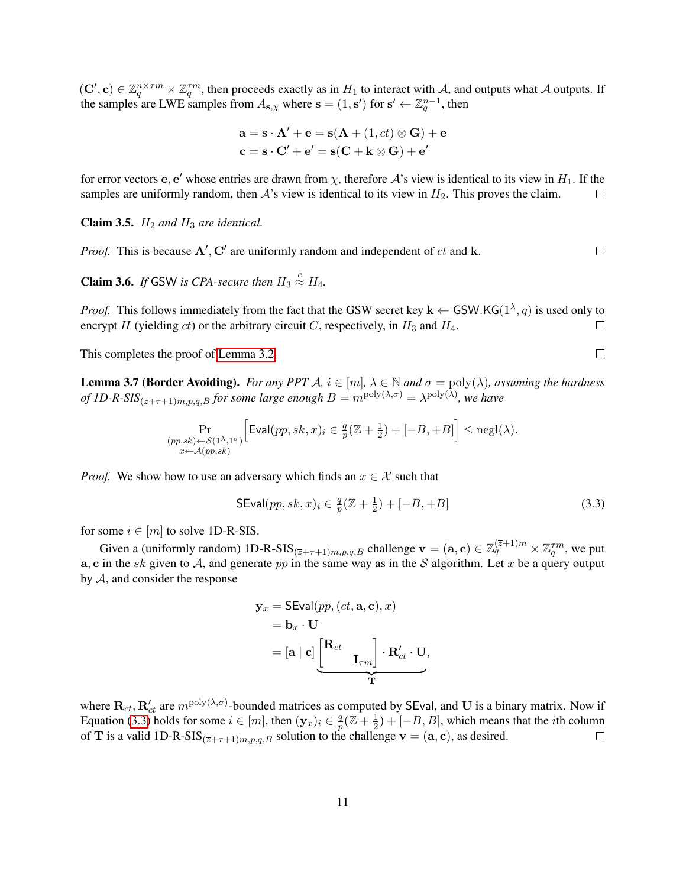$(\mathbf{C}', \mathbf{c}) \in \mathbb{Z}_q^{n\times\tau m} \times \mathbb{Z}_q^{\tau m}$, then proceeds exactly as in $H_1$ to interact with $\mathcal{A}$, and outputs what $\mathcal{A}$ outputs. If the samples are LWE samples from $A_{\mathbf{s},\chi}$ where $\mathbf{s} = (1, \mathbf{s}')$ for $\mathbf{s}' \leftarrow \mathbb{Z}_q^{n-1}$, then

$$\mathbf{a} = \mathbf{s}\cdot\mathbf{A}' + \mathbf{e} = \mathbf{s}(\mathbf{A} + (1, ct)\otimes\mathbf{G}) + \mathbf{e}$$
$$\mathbf{c} = \mathbf{s}\cdot\mathbf{C}' + \mathbf{e}' = \mathbf{s}(\mathbf{C} + \mathbf{k}\otimes\mathbf{G}) + \mathbf{e}'$$

for error vectors $\mathbf{e}, \mathbf{e}'$ whose entries are drawn from $\chi$, therefore $\mathcal{A}$'s view is identical to its view in $H_1$. If the samples are uniformly random, then $\mathcal{A}$'s view is identical to its view in $H_2$. This proves the claim. □

**Claim 3.5.** *$H_2$ and $H_3$ are identical.*

*Proof.* This is because $\mathbf{A}', \mathbf{C}'$ are uniformly random and independent of $ct$ and $\mathbf{k}$. □

**Claim 3.6.** *If GSW is CPA-secure then $H_3 \overset{c}{\approx} H_4$.*

*Proof.* This follows immediately from the fact that the GSW secret key $\mathbf{k} \leftarrow \mathsf{GSW.KG}(1^\lambda, q)$ is used only to encrypt $H$ (yielding $ct$) or the arbitrary circuit $C$, respectively, in $H_3$ and $H_4$. □

This completes the proof of Lemma 3.2. □

**Lemma 3.7 (Border Avoiding).** *For any PPT $\mathcal{A}$, $i \in [m]$, $\lambda \in \mathbb{N}$ and $\sigma = \mathrm{poly}(\lambda)$, assuming the hardness of 1D-R-SIS$_{(\overline{z}+\tau+1)m,p,q,B}$ for some large enough $B = m^{\mathrm{poly}(\lambda,\sigma)} = \lambda^{\mathrm{poly}(\lambda)}$, we have*

$$\Pr_{\substack{(pp,sk)\leftarrow\mathcal{S}(1^\lambda,1^\sigma)\\ x\leftarrow\mathcal{A}(pp,sk)}}\Big[\mathsf{Eval}(pp,sk,x)_i \in \tfrac{q}{p}(\mathbb{Z}+\tfrac{1}{2}) + [-B,+B]\Big] \leq \mathrm{negl}(\lambda).$$

*Proof.* We show how to use an adversary which finds an $x \in \mathcal{X}$ such that

$$\mathsf{SEval}(pp,sk,x)_i \in \tfrac{q}{p}(\mathbb{Z}+\tfrac{1}{2}) + [-B,+B] \tag{3.3}$$

for some $i \in [m]$ to solve 1D-R-SIS.

Given a (uniformly random) 1D-R-SIS$_{(\overline{z}+\tau+1)m,p,q,B}$ challenge $\mathbf{v} = (\mathbf{a},\mathbf{c}) \in \mathbb{Z}_q^{(\overline{z}+1)m} \times \mathbb{Z}_q^{\tau m}$, we put $\mathbf{a},\mathbf{c}$ in the $sk$ given to $\mathcal{A}$, and generate $pp$ in the same way as in the $\mathcal{S}$ algorithm. Let $x$ be a query output by $\mathcal{A}$, and consider the response

$$\begin{aligned}\mathbf{y}_x &= \mathsf{SEval}(pp,(ct,\mathbf{a},\mathbf{c}),x)\\ &= \mathbf{b}_x\cdot\mathbf{U}\\ &= [\mathbf{a} \mid \mathbf{c}]\underbrace{\begin{bmatrix}\mathbf{R}_{ct} & \\ & \mathbf{I}_{\tau m}\end{bmatrix}\cdot\mathbf{R}'_{ct}\cdot\mathbf{U}}_{\mathbf{T}},\end{aligned}$$

where $\mathbf{R}_{ct}, \mathbf{R}'_{ct}$ are $m^{\mathrm{poly}(\lambda,\sigma)}$-bounded matrices as computed by SEval, and $\mathbf{U}$ is a binary matrix. Now if Equation (3.3) holds for some $i \in [m]$, then $(\mathbf{y}_x)_i \in \frac{q}{p}(\mathbb{Z}+\frac{1}{2}) + [-B,B]$, which means that the $i$th column of $\mathbf{T}$ is a valid 1D-R-SIS$_{(\overline{z}+\tau+1)m,p,q,B}$ solution to the challenge $\mathbf{v} = (\mathbf{a},\mathbf{c})$, as desired. □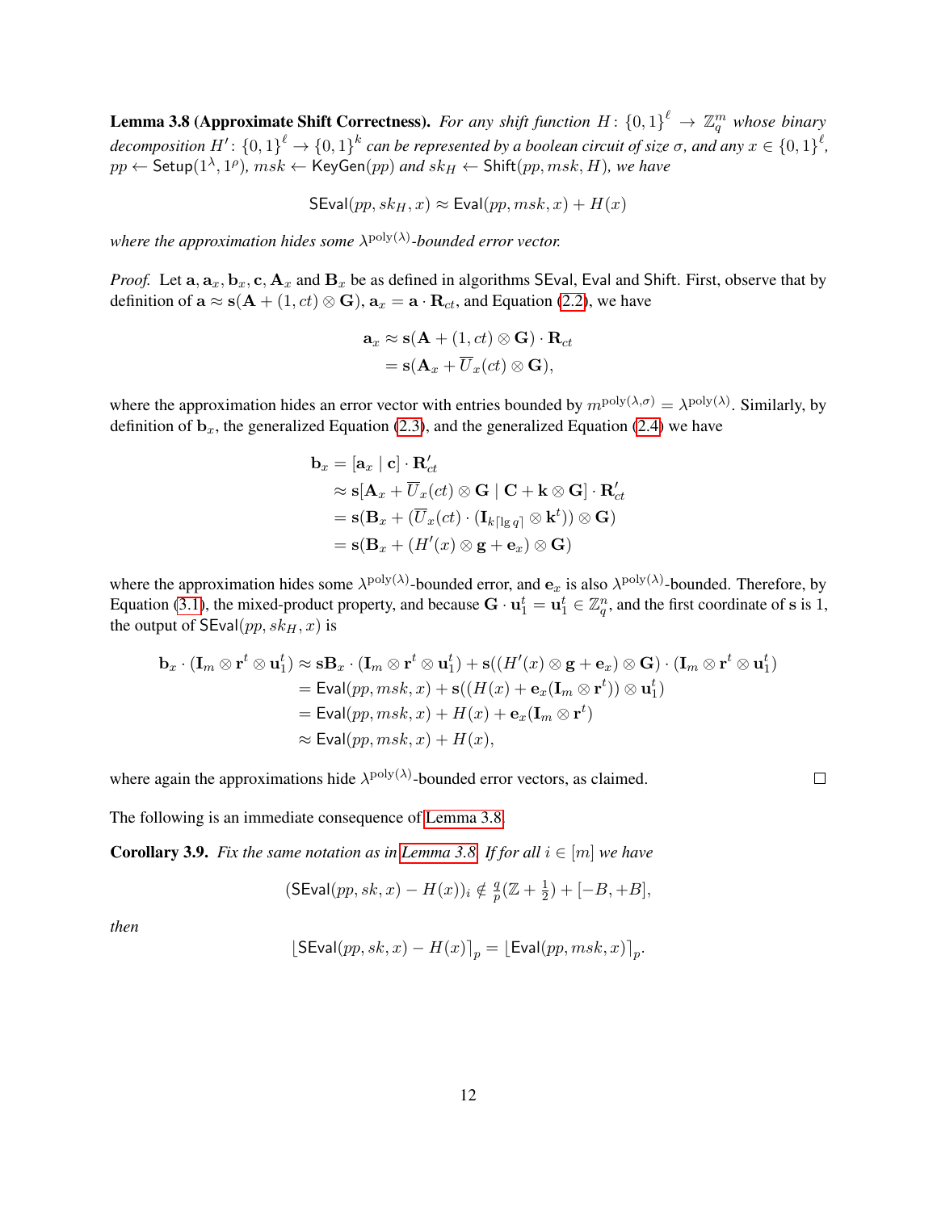**Lemma 3.8 (Approximate Shift Correctness).** *For any shift function $H\colon \{0,1\}^\ell \to \mathbb{Z}_q^m$ whose binary decomposition $H'\colon \{0,1\}^\ell \to \{0,1\}^k$ can be represented by a boolean circuit of size $\sigma$, and any $x \in \{0,1\}^\ell$, $pp \leftarrow \mathsf{Setup}(1^\lambda, 1^\rho)$, $msk \leftarrow \mathsf{KeyGen}(pp)$ and $sk_H \leftarrow \mathsf{Shift}(pp, msk, H)$, we have*

$$\mathsf{SEval}(pp, sk_H, x) \approx \mathsf{Eval}(pp, msk, x) + H(x)$$

*where the approximation hides some $\lambda^{\mathrm{poly}(\lambda)}$-bounded error vector.*

*Proof.* Let $\mathbf{a}, \mathbf{a}_x, \mathbf{b}_x, \mathbf{c}, \mathbf{A}_x$ and $\mathbf{B}_x$ be as defined in algorithms $\mathsf{SEval}$, $\mathsf{Eval}$ and $\mathsf{Shift}$. First, observe that by definition of $\mathbf{a} \approx \mathbf{s}(\mathbf{A} + (1, ct) \otimes \mathbf{G})$, $\mathbf{a}_x = \mathbf{a} \cdot \mathbf{R}_{ct}$, and Equation (2.2), we have

$$\begin{aligned}
\mathbf{a}_x &\approx \mathbf{s}(\mathbf{A} + (1, ct) \otimes \mathbf{G}) \cdot \mathbf{R}_{ct} \\
&= \mathbf{s}(\mathbf{A}_x + \overline{U}_x(ct) \otimes \mathbf{G}),
\end{aligned}$$

where the approximation hides an error vector with entries bounded by $m^{\mathrm{poly}(\lambda,\sigma)} = \lambda^{\mathrm{poly}(\lambda)}$. Similarly, by definition of $\mathbf{b}_x$, the generalized Equation (2.3), and the generalized Equation (2.4) we have

$$\begin{aligned}
\mathbf{b}_x &= [\mathbf{a}_x \mid \mathbf{c}] \cdot \mathbf{R}'_{ct} \\
&\approx \mathbf{s}[\mathbf{A}_x + \overline{U}_x(ct) \otimes \mathbf{G} \mid \mathbf{C} + \mathbf{k} \otimes \mathbf{G}] \cdot \mathbf{R}'_{ct} \\
&= \mathbf{s}(\mathbf{B}_x + (\overline{U}_x(ct) \cdot (\mathbf{I}_{k\lceil \lg q \rceil} \otimes \mathbf{k}^t)) \otimes \mathbf{G}) \\
&= \mathbf{s}(\mathbf{B}_x + (H'(x) \otimes \mathbf{g} + \mathbf{e}_x) \otimes \mathbf{G})
\end{aligned}$$

where the approximation hides some $\lambda^{\mathrm{poly}(\lambda)}$-bounded error, and $\mathbf{e}_x$ is also $\lambda^{\mathrm{poly}(\lambda)}$-bounded. Therefore, by Equation (3.1), the mixed-product property, and because $\mathbf{G} \cdot \mathbf{u}_1^t = \mathbf{u}_1^t \in \mathbb{Z}_q^n$, and the first coordinate of $\mathbf{s}$ is 1, the output of $\mathsf{SEval}(pp, sk_H, x)$ is

$$\begin{aligned}
\mathbf{b}_x \cdot (\mathbf{I}_m \otimes \mathbf{r}^t \otimes \mathbf{u}_1^t) &\approx \mathbf{s}\mathbf{B}_x \cdot (\mathbf{I}_m \otimes \mathbf{r}^t \otimes \mathbf{u}_1^t) + \mathbf{s}((H'(x) \otimes \mathbf{g} + \mathbf{e}_x) \otimes \mathbf{G}) \cdot (\mathbf{I}_m \otimes \mathbf{r}^t \otimes \mathbf{u}_1^t) \\
&= \mathsf{Eval}(pp, msk, x) + \mathbf{s}((H(x) + \mathbf{e}_x(\mathbf{I}_m \otimes \mathbf{r}^t)) \otimes \mathbf{u}_1^t) \\
&= \mathsf{Eval}(pp, msk, x) + H(x) + \mathbf{e}_x(\mathbf{I}_m \otimes \mathbf{r}^t) \\
&\approx \mathsf{Eval}(pp, msk, x) + H(x),
\end{aligned}$$

where again the approximations hide $\lambda^{\mathrm{poly}(\lambda)}$-bounded error vectors, as claimed. $\square$

The following is an immediate consequence of Lemma 3.8.

**Corollary 3.9.** *Fix the same notation as in Lemma 3.8. If for all $i \in [m]$ we have*

$$(\mathsf{SEval}(pp, sk, x) - H(x))_i \notin \tfrac{q}{p}(\mathbb{Z} + \tfrac{1}{2}) + [-B, +B],$$

*then*

$$\lfloor \mathsf{SEval}(pp, sk, x) - H(x) \rceil_p = \lfloor \mathsf{Eval}(pp, msk, x) \rceil_p.$$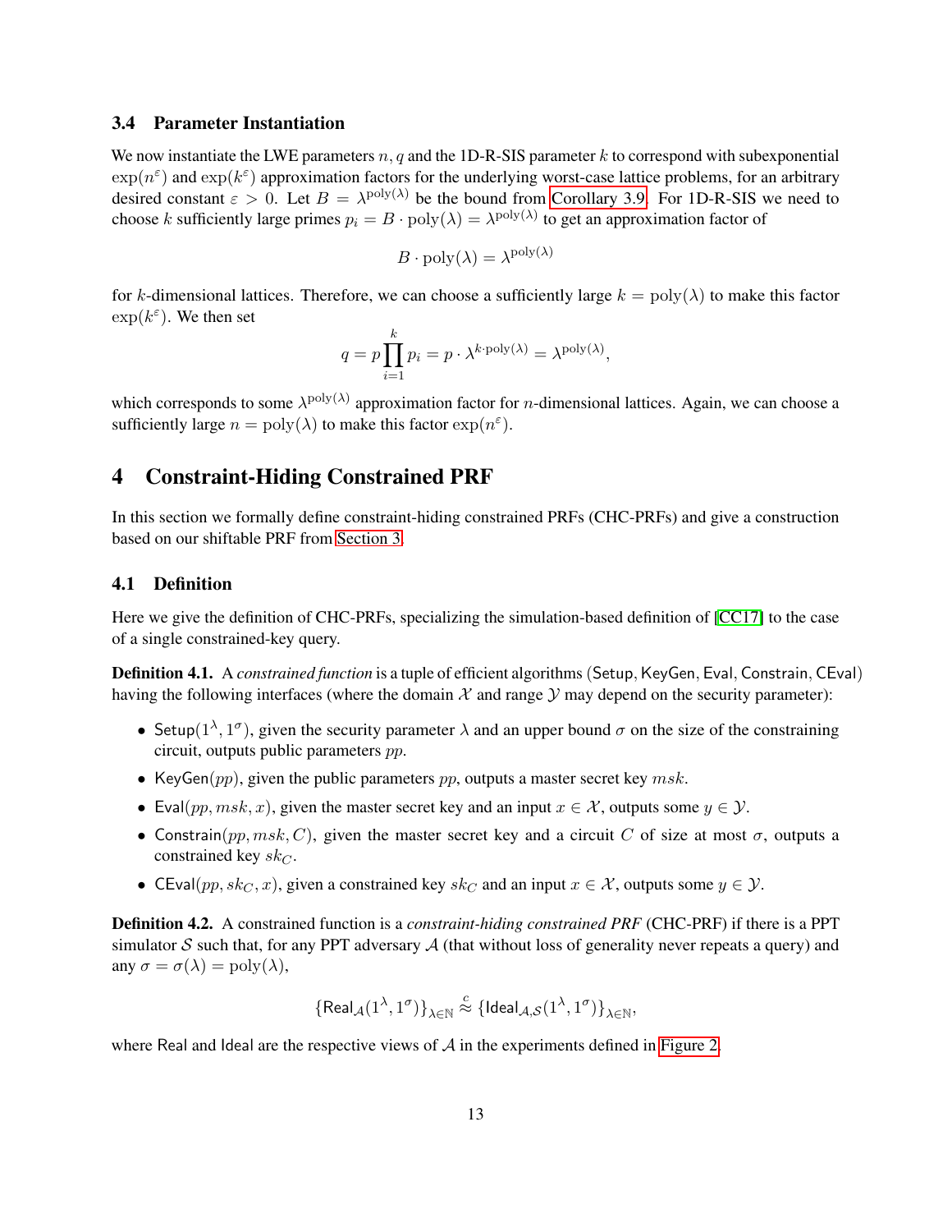### 3.4 Parameter Instantiation

We now instantiate the LWE parameters $n, q$ and the 1D-R-SIS parameter $k$ to correspond with subexponential $\exp(n^{\varepsilon})$ and $\exp(k^{\varepsilon})$ approximation factors for the underlying worst-case lattice problems, for an arbitrary desired constant $\varepsilon > 0$. Let $B = \lambda^{\mathrm{poly}(\lambda)}$ be the bound from Corollary 3.9. For 1D-R-SIS we need to choose $k$ sufficiently large primes $p_i = B \cdot \mathrm{poly}(\lambda) = \lambda^{\mathrm{poly}(\lambda)}$ to get an approximation factor of

$$B \cdot \mathrm{poly}(\lambda) = \lambda^{\mathrm{poly}(\lambda)}$$

for $k$-dimensional lattices. Therefore, we can choose a sufficiently large $k = \mathrm{poly}(\lambda)$ to make this factor $\exp(k^{\varepsilon})$. We then set

$$q = p \prod_{i=1}^{k} p_i = p \cdot \lambda^{k \cdot \mathrm{poly}(\lambda)} = \lambda^{\mathrm{poly}(\lambda)},$$

which corresponds to some $\lambda^{\mathrm{poly}(\lambda)}$ approximation factor for $n$-dimensional lattices. Again, we can choose a sufficiently large $n = \mathrm{poly}(\lambda)$ to make this factor $\exp(n^{\varepsilon})$.

## 4 Constraint-Hiding Constrained PRF

In this section we formally define constraint-hiding constrained PRFs (CHC-PRFs) and give a construction based on our shiftable PRF from Section 3.

### 4.1 Definition

Here we give the definition of CHC-PRFs, specializing the simulation-based definition of [CC17] to the case of a single constrained-key query.

**Definition 4.1.** A *constrained function* is a tuple of efficient algorithms (Setup, KeyGen, Eval, Constrain, CEval) having the following interfaces (where the domain $\mathcal{X}$ and range $\mathcal{Y}$ may depend on the security parameter):

- $\mathsf{Setup}(1^{\lambda}, 1^{\sigma})$, given the security parameter $\lambda$ and an upper bound $\sigma$ on the size of the constraining circuit, outputs public parameters $pp$.
- $\mathsf{KeyGen}(pp)$, given the public parameters $pp$, outputs a master secret key $msk$.
- $\mathsf{Eval}(pp, msk, x)$, given the master secret key and an input $x \in \mathcal{X}$, outputs some $y \in \mathcal{Y}$.
- $\mathsf{Constrain}(pp, msk, C)$, given the master secret key and a circuit $C$ of size at most $\sigma$, outputs a constrained key $sk_C$.
- $\mathsf{CEval}(pp, sk_C, x)$, given a constrained key $sk_C$ and an input $x \in \mathcal{X}$, outputs some $y \in \mathcal{Y}$.

**Definition 4.2.** A constrained function is a *constraint-hiding constrained PRF* (CHC-PRF) if there is a PPT simulator $\mathcal{S}$ such that, for any PPT adversary $\mathcal{A}$ (that without loss of generality never repeats a query) and any $\sigma = \sigma(\lambda) = \mathrm{poly}(\lambda)$,

$$\{\mathsf{Real}_{\mathcal{A}}(1^{\lambda}, 1^{\sigma})\}_{\lambda \in \mathbb{N}} \overset{c}{\approx} \{\mathsf{Ideal}_{\mathcal{A},\mathcal{S}}(1^{\lambda}, 1^{\sigma})\}_{\lambda \in \mathbb{N}},$$

where Real and Ideal are the respective views of $\mathcal{A}$ in the experiments defined in Figure 2.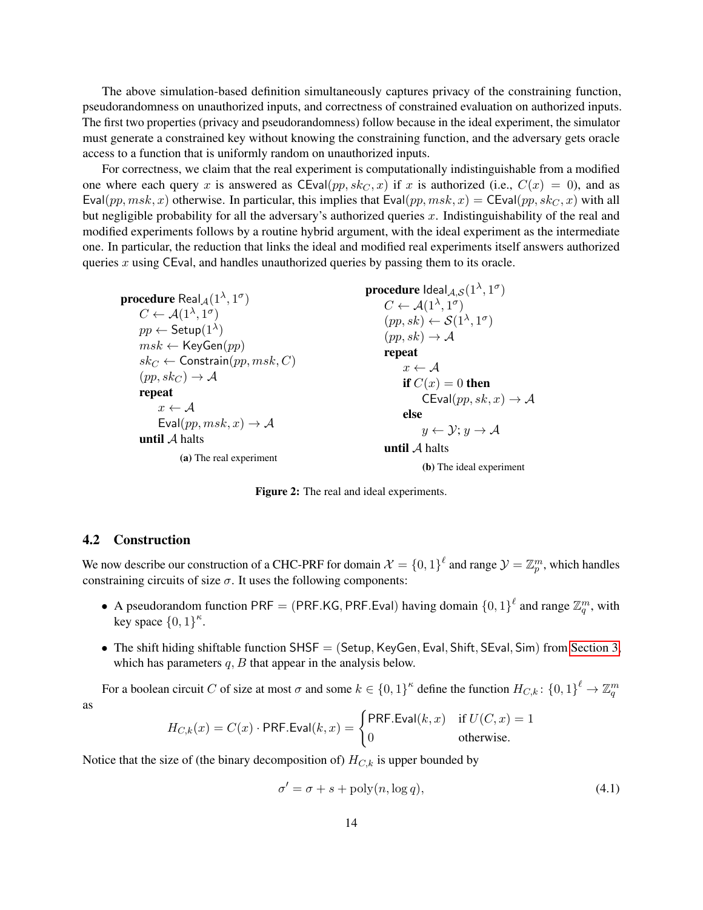The above simulation-based definition simultaneously captures privacy of the constraining function, pseudorandomness on unauthorized inputs, and correctness of constrained evaluation on authorized inputs. The first two properties (privacy and pseudorandomness) follow because in the ideal experiment, the simulator must generate a constrained key without knowing the constraining function, and the adversary gets oracle access to a function that is uniformly random on unauthorized inputs.

For correctness, we claim that the real experiment is computationally indistinguishable from a modified one where each query $x$ is answered as $\mathsf{CEval}(pp, sk_C, x)$ if $x$ is authorized (i.e., $C(x) = 0$), and as $\mathsf{Eval}(pp, msk, x)$ otherwise. In particular, this implies that $\mathsf{Eval}(pp, msk, x) = \mathsf{CEval}(pp, sk_C, x)$ with all but negligible probability for all the adversary's authorized queries $x$. Indistinguishability of the real and modified experiments follows by a routine hybrid argument, with the ideal experiment as the intermediate one. In particular, the reduction that links the ideal and modified real experiments itself answers authorized queries $x$ using $\mathsf{CEval}$, and handles unauthorized queries by passing them to its oracle.

```
procedure Real_A(1^λ, 1^σ)
    C ← A(1^λ, 1^σ)
    pp ← Setup(1^λ)
    msk ← KeyGen(pp)
    sk_C ← Constrain(pp, msk, C)
    (pp, sk_C) → A
    repeat
        x ← A
        Eval(pp, msk, x) → A
    until A halts
```

**(a)** The real experiment

```
procedure Ideal_{A,S}(1^λ, 1^σ)
    C ← A(1^λ, 1^σ)
    (pp, sk) ← S(1^λ, 1^σ)
    (pp, sk) → A
    repeat
        x ← A
        if C(x) = 0 then
            CEval(pp, sk, x) → A
        else
            y ← Y; y → A
    until A halts
```

**(b)** The ideal experiment

**Figure 2:** The real and ideal experiments.

## 4.2 Construction

We now describe our construction of a CHC-PRF for domain $\mathcal{X} = \{0,1\}^\ell$ and range $\mathcal{Y} = \mathbb{Z}_p^m$, which handles constraining circuits of size $\sigma$. It uses the following components:

- A pseudorandom function $\mathsf{PRF} = (\mathsf{PRF.KG}, \mathsf{PRF.Eval})$ having domain $\{0,1\}^\ell$ and range $\mathbb{Z}_q^m$, with key space $\{0,1\}^\kappa$.
- The shift hiding shiftable function $\mathsf{SHSF} = (\mathsf{Setup}, \mathsf{KeyGen}, \mathsf{Eval}, \mathsf{Shift}, \mathsf{SEval}, \mathsf{Sim})$ from Section 3, which has parameters $q, B$ that appear in the analysis below.

For a boolean circuit $C$ of size at most $\sigma$ and some $k \in \{0,1\}^\kappa$ define the function $H_{C,k} \colon \{0,1\}^\ell \to \mathbb{Z}_q^m$ as

$$H_{C,k}(x) = C(x) \cdot \mathsf{PRF.Eval}(k, x) = \begin{cases} \mathsf{PRF.Eval}(k, x) & \text{if } U(C, x) = 1 \\ 0 & \text{otherwise.} \end{cases}$$

Notice that the size of (the binary decomposition of) $H_{C,k}$ is upper bounded by

$$\sigma' = \sigma + s + \mathrm{poly}(n, \log q), \tag{4.1}$$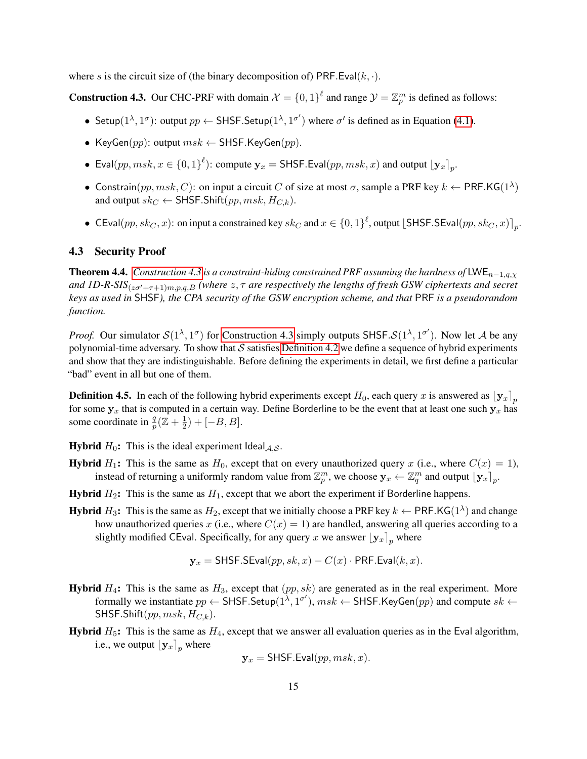where $s$ is the circuit size of (the binary decomposition of) $\mathsf{PRF.Eval}(k, \cdot)$.

**Construction 4.3.** Our CHC-PRF with domain $\mathcal{X} = \{0,1\}^\ell$ and range $\mathcal{Y} = \mathbb{Z}_p^m$ is defined as follows:

- $\mathsf{Setup}(1^\lambda, 1^\sigma)$: output $pp \leftarrow \mathsf{SHSF.Setup}(1^\lambda, 1^{\sigma'})$ where $\sigma'$ is defined as in Equation (4.1).
- $\mathsf{KeyGen}(pp)$: output $msk \leftarrow \mathsf{SHSF.KeyGen}(pp)$.
- $\mathsf{Eval}(pp, msk, x \in \{0,1\}^\ell)$: compute $\mathbf{y}_x = \mathsf{SHSF.Eval}(pp, msk, x)$ and output $\lfloor \mathbf{y}_x \rceil_p$.
- $\mathsf{Constrain}(pp, msk, C)$: on input a circuit $C$ of size at most $\sigma$, sample a PRF key $k \leftarrow \mathsf{PRF.KG}(1^\lambda)$ and output $sk_C \leftarrow \mathsf{SHSF.Shift}(pp, msk, H_{C,k})$.
- $\mathsf{CEval}(pp, sk_C, x)$: on input a constrained key $sk_C$ and $x \in \{0,1\}^\ell$, output $\lfloor \mathsf{SHSF.SEval}(pp, sk_C, x) \rceil_p$.

### 4.3 Security Proof

**Theorem 4.4.** *Construction 4.3 is a constraint-hiding constrained PRF assuming the hardness of $\mathsf{LWE}_{n-1,q,\chi}$ and 1D-R-SIS$_{(z\sigma'+\tau+1)m,p,q,B}$ (where $z, \tau$ are respectively the lengths of fresh GSW ciphertexts and secret keys as used in* SHSF*), the CPA security of the GSW encryption scheme, and that* PRF *is a pseudorandom function.*

*Proof.* Our simulator $\mathcal{S}(1^\lambda, 1^\sigma)$ for Construction 4.3 simply outputs $\mathsf{SHSF}.\mathcal{S}(1^\lambda, 1^{\sigma'})$. Now let $\mathcal{A}$ be any polynomial-time adversary. To show that $\mathcal{S}$ satisfies Definition 4.2 we define a sequence of hybrid experiments and show that they are indistinguishable. Before defining the experiments in detail, we first define a particular "bad" event in all but one of them.

**Definition 4.5.** In each of the following hybrid experiments except $H_0$, each query $x$ is answered as $\lfloor \mathbf{y}_x \rceil_p$ for some $\mathbf{y}_x$ that is computed in a certain way. Define Borderline to be the event that at least one such $\mathbf{y}_x$ has some coordinate in $\frac{q}{p}(\mathbb{Z} + \frac{1}{2}) + [-B, B]$.

**Hybrid $H_0$:** This is the ideal experiment $\mathsf{Ideal}_{\mathcal{A},\mathcal{S}}$.

**Hybrid $H_1$:** This is the same as $H_0$, except that on every unauthorized query $x$ (i.e., where $C(x) = 1$), instead of returning a uniformly random value from $\mathbb{Z}_p^m$, we choose $\mathbf{y}_x \leftarrow \mathbb{Z}_q^m$ and output $\lfloor \mathbf{y}_x \rceil_p$.

**Hybrid $H_2$:** This is the same as $H_1$, except that we abort the experiment if Borderline happens.

**Hybrid $H_3$:** This is the same as $H_2$, except that we initially choose a PRF key $k \leftarrow \mathsf{PRF.KG}(1^\lambda)$ and change how unauthorized queries $x$ (i.e., where $C(x) = 1$) are handled, answering all queries according to a slightly modified CEval. Specifically, for any query $x$ we answer $\lfloor \mathbf{y}_x \rceil_p$ where

$$\mathbf{y}_x = \mathsf{SHSF.SEval}(pp, sk, x) - C(x) \cdot \mathsf{PRF.Eval}(k, x).$$

**Hybrid $H_4$:** This is the same as $H_3$, except that $(pp, sk)$ are generated as in the real experiment. More formally we instantiate $pp \leftarrow \mathsf{SHSF.Setup}(1^\lambda, 1^{\sigma'})$, $msk \leftarrow \mathsf{SHSF.KeyGen}(pp)$ and compute $sk \leftarrow \mathsf{SHSF.Shift}(pp, msk, H_{C,k})$.

**Hybrid $H_5$:** This is the same as $H_4$, except that we answer all evaluation queries as in the Eval algorithm, i.e., we output $\lfloor \mathbf{y}_x \rceil_p$ where

$$\mathbf{y}_x = \mathsf{SHSF.Eval}(pp, msk, x).$$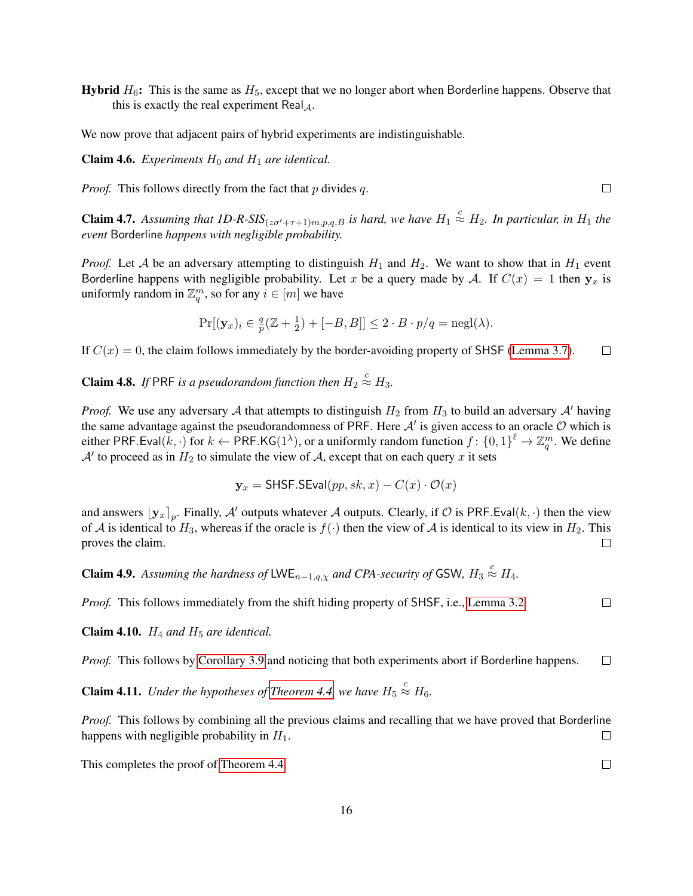**Hybrid $H_6$:** This is the same as $H_5$, except that we no longer abort when Borderline happens. Observe that this is exactly the real experiment $\mathsf{Real}_{\mathcal{A}}$.

We now prove that adjacent pairs of hybrid experiments are indistinguishable.

**Claim 4.6.** *Experiments $H_0$ and $H_1$ are identical.*

*Proof.* This follows directly from the fact that $p$ divides $q$. $\square$

**Claim 4.7.** *Assuming that 1D-R-SIS$_{(z\sigma'+\tau+1)m,p,q,B}$ is hard, we have $H_1 \stackrel{c}{\approx} H_2$. In particular, in $H_1$ the event* Borderline *happens with negligible probability.*

*Proof.* Let $\mathcal{A}$ be an adversary attempting to distinguish $H_1$ and $H_2$. We want to show that in $H_1$ event Borderline happens with negligible probability. Let $x$ be a query made by $\mathcal{A}$. If $C(x) = 1$ then $\mathbf{y}_x$ is uniformly random in $\mathbb{Z}_q^m$, so for any $i \in [m]$ we have

$$\Pr[(\mathbf{y}_x)_i \in \tfrac{q}{p}(\mathbb{Z} + \tfrac{1}{2}) + [-B, B]] \leq 2 \cdot B \cdot p/q = \mathrm{negl}(\lambda).$$

If $C(x) = 0$, the claim follows immediately by the border-avoiding property of SHSF (Lemma 3.7). $\square$

**Claim 4.8.** *If* PRF *is a pseudorandom function then $H_2 \stackrel{c}{\approx} H_3$.*

*Proof.* We use any adversary $\mathcal{A}$ that attempts to distinguish $H_2$ from $H_3$ to build an adversary $\mathcal{A}'$ having the same advantage against the pseudorandomness of PRF. Here $\mathcal{A}'$ is given access to an oracle $\mathcal{O}$ which is either $\mathsf{PRF.Eval}(k, \cdot)$ for $k \leftarrow \mathsf{PRF.KG}(1^\lambda)$, or a uniformly random function $f \colon \{0,1\}^\ell \to \mathbb{Z}_q^m$. We define $\mathcal{A}'$ to proceed as in $H_2$ to simulate the view of $\mathcal{A}$, except that on each query $x$ it sets

$$\mathbf{y}_x = \mathsf{SHSF.SEval}(pp, sk, x) - C(x) \cdot \mathcal{O}(x)$$

and answers $\lfloor \mathbf{y}_x \rceil_p$. Finally, $\mathcal{A}'$ outputs whatever $\mathcal{A}$ outputs. Clearly, if $\mathcal{O}$ is $\mathsf{PRF.Eval}(k, \cdot)$ then the view of $\mathcal{A}$ is identical to $H_3$, whereas if the oracle is $f(\cdot)$ then the view of $\mathcal{A}$ is identical to its view in $H_2$. This proves the claim. $\square$

**Claim 4.9.** *Assuming the hardness of $\mathsf{LWE}_{n-1,q,\chi}$ and CPA-security of* GSW*, $H_3 \stackrel{c}{\approx} H_4$.*

*Proof.* This follows immediately from the shift hiding property of SHSF, i.e., Lemma 3.2. $\square$

**Claim 4.10.** *$H_4$ and $H_5$ are identical.*

*Proof.* This follows by Corollary 3.9 and noticing that both experiments abort if Borderline happens. $\square$

**Claim 4.11.** *Under the hypotheses of Theorem 4.4 we have $H_5 \stackrel{c}{\approx} H_6$.*

*Proof.* This follows by combining all the previous claims and recalling that we have proved that Borderline happens with negligible probability in $H_1$. $\square$

This completes the proof of Theorem 4.4. $\square$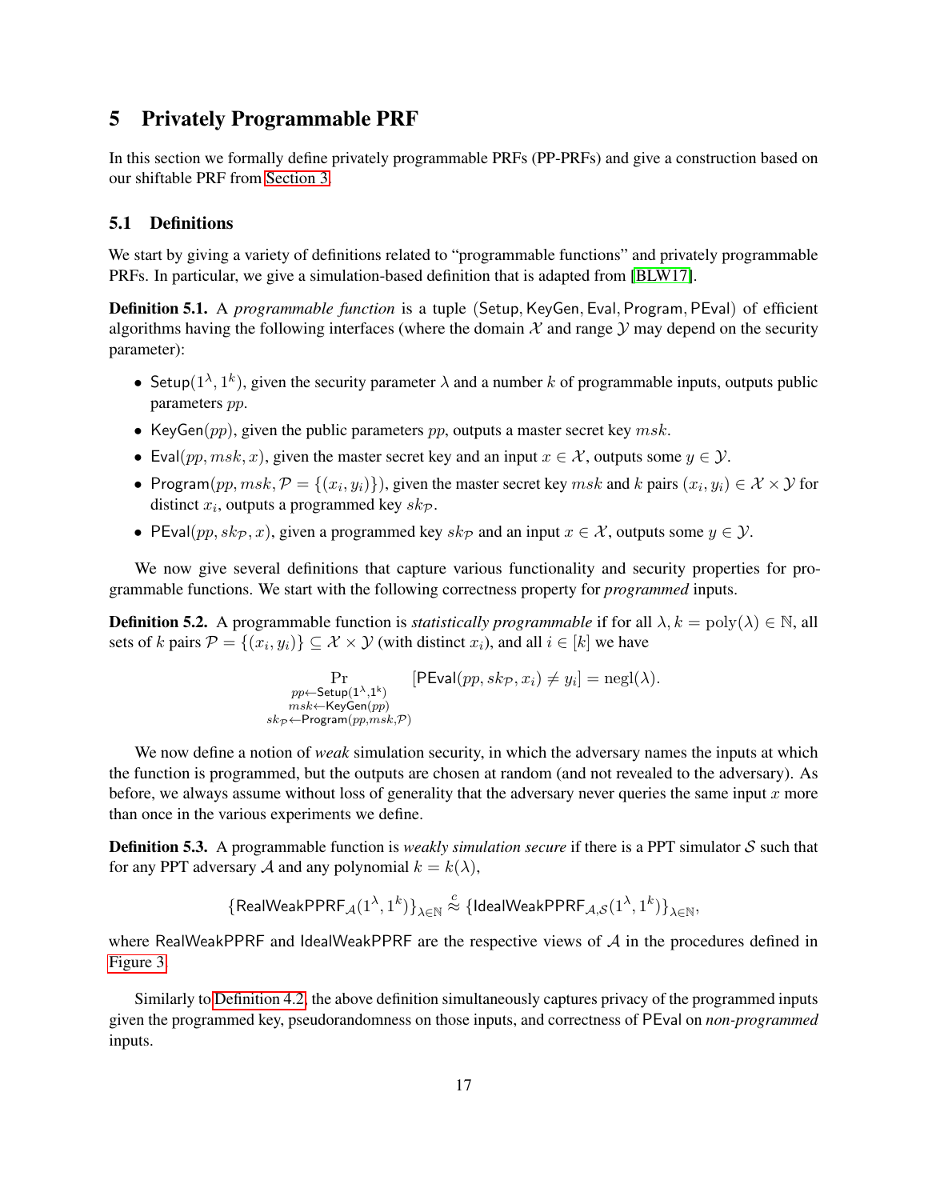# 5 Privately Programmable PRF

In this section we formally define privately programmable PRFs (PP-PRFs) and give a construction based on our shiftable PRF from Section 3.

## 5.1 Definitions

We start by giving a variety of definitions related to "programmable functions" and privately programmable PRFs. In particular, we give a simulation-based definition that is adapted from [BLW17].

**Definition 5.1.** A *programmable function* is a tuple $(\mathsf{Setup}, \mathsf{KeyGen}, \mathsf{Eval}, \mathsf{Program}, \mathsf{PEval})$ of efficient algorithms having the following interfaces (where the domain $\mathcal{X}$ and range $\mathcal{Y}$ may depend on the security parameter):

- $\mathsf{Setup}(1^\lambda, 1^k)$, given the security parameter $\lambda$ and a number $k$ of programmable inputs, outputs public parameters $pp$.
- $\mathsf{KeyGen}(pp)$, given the public parameters $pp$, outputs a master secret key $msk$.
- $\mathsf{Eval}(pp, msk, x)$, given the master secret key and an input $x \in \mathcal{X}$, outputs some $y \in \mathcal{Y}$.
- $\mathsf{Program}(pp, msk, \mathcal{P} = \{(x_i, y_i)\})$, given the master secret key $msk$ and $k$ pairs $(x_i, y_i) \in \mathcal{X} \times \mathcal{Y}$ for distinct $x_i$, outputs a programmed key $sk_{\mathcal{P}}$.
- $\mathsf{PEval}(pp, sk_{\mathcal{P}}, x)$, given a programmed key $sk_{\mathcal{P}}$ and an input $x \in \mathcal{X}$, outputs some $y \in \mathcal{Y}$.

We now give several definitions that capture various functionality and security properties for programmable functions. We start with the following correctness property for *programmed* inputs.

**Definition 5.2.** A programmable function is *statistically programmable* if for all $\lambda, k = \mathrm{poly}(\lambda) \in \mathbb{N}$, all sets of $k$ pairs $\mathcal{P} = \{(x_i, y_i)\} \subseteq \mathcal{X} \times \mathcal{Y}$ (with distinct $x_i$), and all $i \in [k]$ we have

$$\Pr_{\substack{pp \leftarrow \mathsf{Setup}(1^\lambda, 1^k) \\ msk \leftarrow \mathsf{KeyGen}(pp) \\ sk_{\mathcal{P}} \leftarrow \mathsf{Program}(pp, msk, \mathcal{P})}} [\mathsf{PEval}(pp, sk_{\mathcal{P}}, x_i) \neq y_i] = \mathrm{negl}(\lambda).$$

We now define a notion of *weak* simulation security, in which the adversary names the inputs at which the function is programmed, but the outputs are chosen at random (and not revealed to the adversary). As before, we always assume without loss of generality that the adversary never queries the same input $x$ more than once in the various experiments we define.

**Definition 5.3.** A programmable function is *weakly simulation secure* if there is a PPT simulator $\mathcal{S}$ such that for any PPT adversary $\mathcal{A}$ and any polynomial $k = k(\lambda)$,

$$\{\mathsf{RealWeakPPRF}_{\mathcal{A}}(1^\lambda, 1^k)\}_{\lambda \in \mathbb{N}} \stackrel{c}{\approx} \{\mathsf{IdealWeakPPRF}_{\mathcal{A},\mathcal{S}}(1^\lambda, 1^k)\}_{\lambda \in \mathbb{N}},$$

where $\mathsf{RealWeakPPRF}$ and $\mathsf{IdealWeakPPRF}$ are the respective views of $\mathcal{A}$ in the procedures defined in Figure 3.

Similarly to Definition 4.2, the above definition simultaneously captures privacy of the programmed inputs given the programmed key, pseudorandomness on those inputs, and correctness of $\mathsf{PEval}$ on *non-programmed* inputs.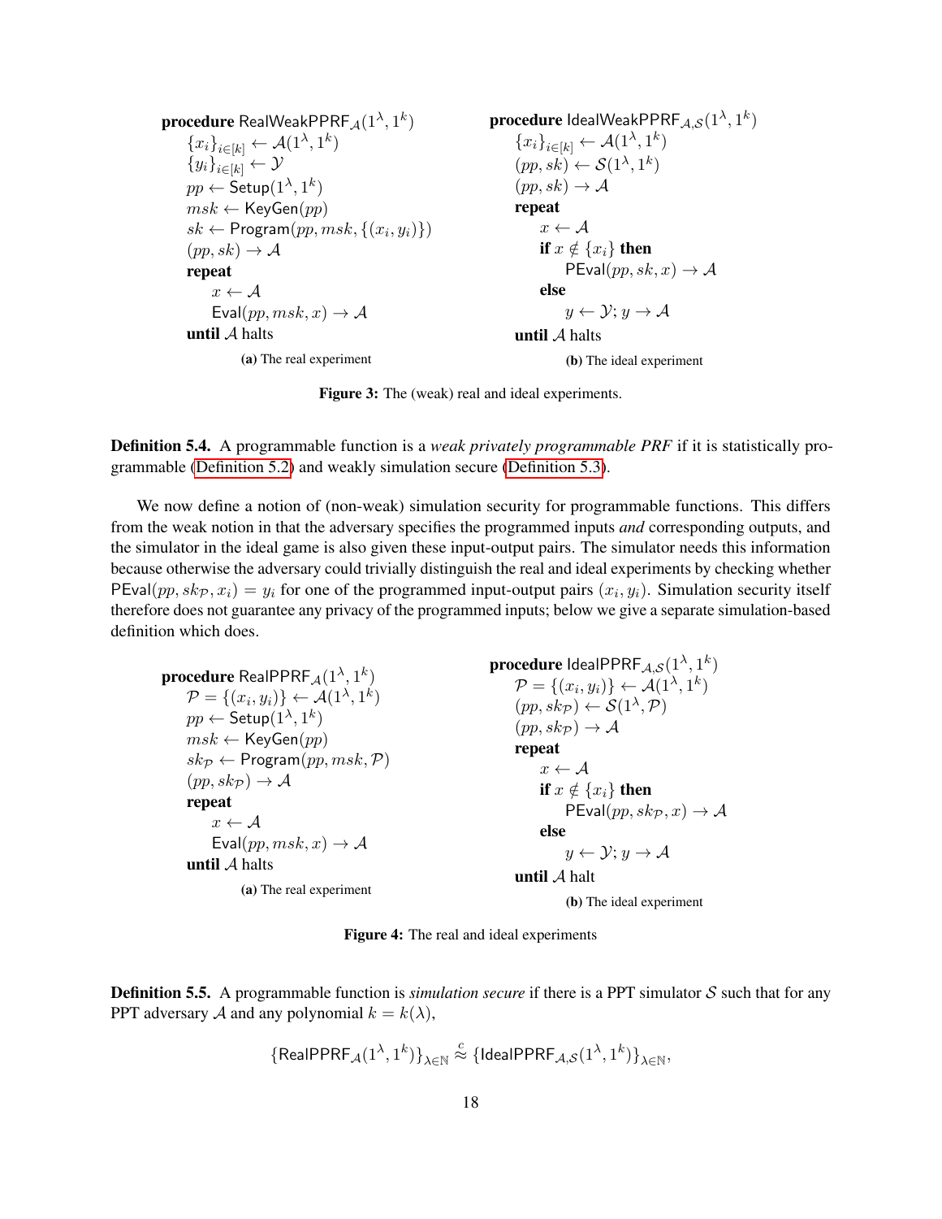```
procedure RealWeakPPRF_A(1^λ, 1^k)
    {x_i}_{i∈[k]} ← A(1^λ, 1^k)
    {y_i}_{i∈[k]} ← Y
    pp ← Setup(1^λ, 1^k)
    msk ← KeyGen(pp)
    sk ← Program(pp, msk, {(x_i, y_i)})
    (pp, sk) → A
    repeat
        x ← A
        Eval(pp, msk, x) → A
    until A halts
```

**(a)** The real experiment

```
procedure IdealWeakPPRF_{A,S}(1^λ, 1^k)
    {x_i}_{i∈[k]} ← A(1^λ, 1^k)
    (pp, sk) ← S(1^λ, 1^k)
    (pp, sk) → A
    repeat
        x ← A
        if x ∉ {x_i} then
            PEval(pp, sk, x) → A
        else
            y ← Y; y → A
    until A halts
```

**(b)** The ideal experiment

**Figure 3:** The (weak) real and ideal experiments.

**Definition 5.4.** A programmable function is a *weak privately programmable PRF* if it is statistically programmable (Definition 5.2) and weakly simulation secure (Definition 5.3).

We now define a notion of (non-weak) simulation security for programmable functions. This differs from the weak notion in that the adversary specifies the programmed inputs *and* corresponding outputs, and the simulator in the ideal game is also given these input-output pairs. The simulator needs this information because otherwise the adversary could trivially distinguish the real and ideal experiments by checking whether $\mathsf{PEval}(pp, sk_{\mathcal{P}}, x_i) = y_i$ for one of the programmed input-output pairs $(x_i, y_i)$. Simulation security itself therefore does not guarantee any privacy of the programmed inputs; below we give a separate simulation-based definition which does.

```
procedure RealPPRF_A(1^λ, 1^k)
    P = {(x_i, y_i)} ← A(1^λ, 1^k)
    pp ← Setup(1^λ, 1^k)
    msk ← KeyGen(pp)
    sk_P ← Program(pp, msk, P)
    (pp, sk_P) → A
    repeat
        x ← A
        Eval(pp, msk, x) → A
    until A halts
```

**(a)** The real experiment

```
procedure IdealPPRF_{A,S}(1^λ, 1^k)
    P = {(x_i, y_i)} ← A(1^λ, 1^k)
    (pp, sk_P) ← S(1^λ, P)
    (pp, sk_P) → A
    repeat
        x ← A
        if x ∉ {x_i} then
            PEval(pp, sk_P, x) → A
        else
            y ← Y; y → A
    until A halt
```

**(b)** The ideal experiment

**Figure 4:** The real and ideal experiments

**Definition 5.5.** A programmable function is *simulation secure* if there is a PPT simulator $\mathcal{S}$ such that for any PPT adversary $\mathcal{A}$ and any polynomial $k = k(\lambda)$,

$$\{\mathsf{RealPPRF}_{\mathcal{A}}(1^\lambda, 1^k)\}_{\lambda \in \mathbb{N}} \overset{c}{\approx} \{\mathsf{IdealPPRF}_{\mathcal{A},\mathcal{S}}(1^\lambda, 1^k)\}_{\lambda \in \mathbb{N}},$$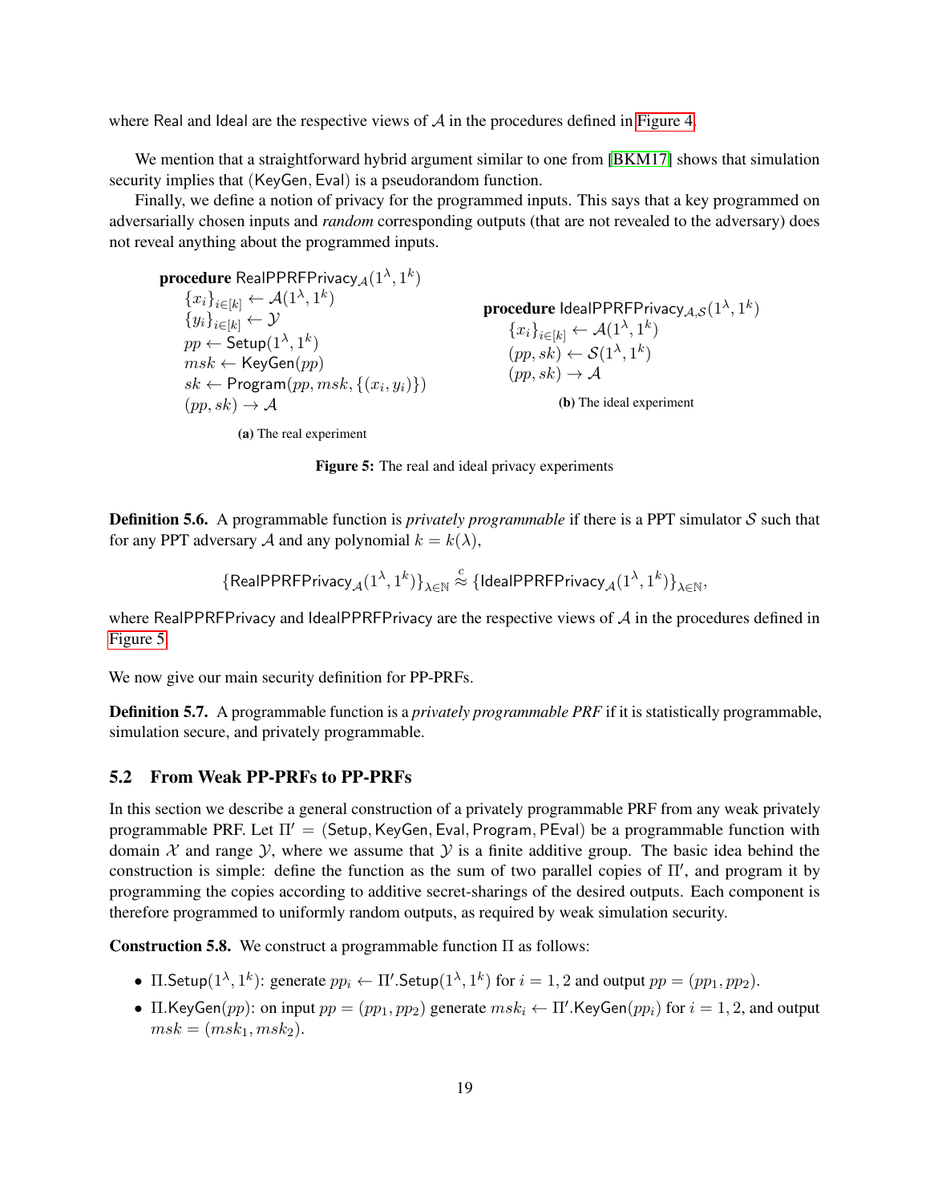where Real and Ideal are the respective views of $\mathcal{A}$ in the procedures defined in Figure 4.

We mention that a straightforward hybrid argument similar to one from [BKM17] shows that simulation security implies that (KeyGen, Eval) is a pseudorandom function.

Finally, we define a notion of privacy for the programmed inputs. This says that a key programmed on adversarially chosen inputs and *random* corresponding outputs (that are not revealed to the adversary) does not reveal anything about the programmed inputs.

**procedure** $\mathsf{RealPPRFPrivacy}_{\mathcal{A}}(1^\lambda, 1^k)$
- $\{x_i\}_{i\in[k]} \leftarrow \mathcal{A}(1^\lambda, 1^k)$
- $\{y_i\}_{i\in[k]} \leftarrow \mathcal{Y}$
- $pp \leftarrow \mathsf{Setup}(1^\lambda, 1^k)$
- $msk \leftarrow \mathsf{KeyGen}(pp)$
- $sk \leftarrow \mathsf{Program}(pp, msk, \{(x_i, y_i)\})$
- $(pp, sk) \rightarrow \mathcal{A}$

**(a)** The real experiment

**procedure** $\mathsf{IdealPPRFPrivacy}_{\mathcal{A},\mathcal{S}}(1^\lambda, 1^k)$
- $\{x_i\}_{i\in[k]} \leftarrow \mathcal{A}(1^\lambda, 1^k)$
- $(pp, sk) \leftarrow \mathcal{S}(1^\lambda, 1^k)$
- $(pp, sk) \rightarrow \mathcal{A}$

**(b)** The ideal experiment

**Figure 5:** The real and ideal privacy experiments

**Definition 5.6.** A programmable function is *privately programmable* if there is a PPT simulator $\mathcal{S}$ such that for any PPT adversary $\mathcal{A}$ and any polynomial $k = k(\lambda)$,

$$\{\mathsf{RealPPRFPrivacy}_{\mathcal{A}}(1^\lambda, 1^k)\}_{\lambda\in\mathbb{N}} \overset{c}{\approx} \{\mathsf{IdealPPRFPrivacy}_{\mathcal{A}}(1^\lambda, 1^k)\}_{\lambda\in\mathbb{N}},$$

where RealPPRFPrivacy and IdealPPRFPrivacy are the respective views of $\mathcal{A}$ in the procedures defined in Figure 5.

We now give our main security definition for PP-PRFs.

**Definition 5.7.** A programmable function is a *privately programmable PRF* if it is statistically programmable, simulation secure, and privately programmable.

## 5.2 From Weak PP-PRFs to PP-PRFs

In this section we describe a general construction of a privately programmable PRF from any weak privately programmable PRF. Let $\Pi' = (\mathsf{Setup}, \mathsf{KeyGen}, \mathsf{Eval}, \mathsf{Program}, \mathsf{PEval})$ be a programmable function with domain $\mathcal{X}$ and range $\mathcal{Y}$, where we assume that $\mathcal{Y}$ is a finite additive group. The basic idea behind the construction is simple: define the function as the sum of two parallel copies of $\Pi'$, and program it by programming the copies according to additive secret-sharings of the desired outputs. Each component is therefore programmed to uniformly random outputs, as required by weak simulation security.

**Construction 5.8.** We construct a programmable function $\Pi$ as follows:

- $\Pi.\mathsf{Setup}(1^\lambda, 1^k)$: generate $pp_i \leftarrow \Pi'.\mathsf{Setup}(1^\lambda, 1^k)$ for $i = 1, 2$ and output $pp = (pp_1, pp_2)$.
- $\Pi.\mathsf{KeyGen}(pp)$: on input $pp = (pp_1, pp_2)$ generate $msk_i \leftarrow \Pi'.\mathsf{KeyGen}(pp_i)$ for $i = 1, 2$, and output $msk = (msk_1, msk_2)$.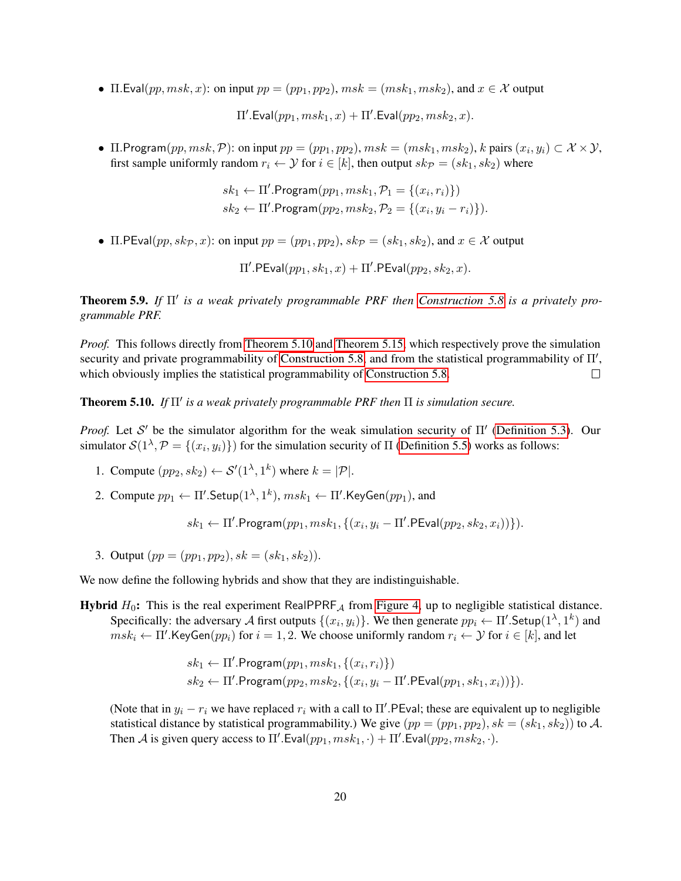- $\Pi.\mathsf{Eval}(pp, msk, x)$: on input $pp = (pp_1, pp_2)$, $msk = (msk_1, msk_2)$, and $x \in \mathcal{X}$ output

$$\Pi'.\mathsf{Eval}(pp_1, msk_1, x) + \Pi'.\mathsf{Eval}(pp_2, msk_2, x).$$

- $\Pi.\mathsf{Program}(pp, msk, \mathcal{P})$: on input $pp = (pp_1, pp_2)$, $msk = (msk_1, msk_2)$, $k$ pairs $(x_i, y_i) \subset \mathcal{X} \times \mathcal{Y}$, first sample uniformly random $r_i \leftarrow \mathcal{Y}$ for $i \in [k]$, then output $sk_{\mathcal{P}} = (sk_1, sk_2)$ where

$$sk_1 \leftarrow \Pi'.\mathsf{Program}(pp_1, msk_1, \mathcal{P}_1 = \{(x_i, r_i)\})$$
$$sk_2 \leftarrow \Pi'.\mathsf{Program}(pp_2, msk_2, \mathcal{P}_2 = \{(x_i, y_i - r_i)\}).$$

- $\Pi.\mathsf{PEval}(pp, sk_{\mathcal{P}}, x)$: on input $pp = (pp_1, pp_2)$, $sk_{\mathcal{P}} = (sk_1, sk_2)$, and $x \in \mathcal{X}$ output

$$\Pi'.\mathsf{PEval}(pp_1, sk_1, x) + \Pi'.\mathsf{PEval}(pp_2, sk_2, x).$$

**Theorem 5.9.** *If $\Pi'$ is a weak privately programmable PRF then Construction 5.8 is a privately programmable PRF.*

*Proof.* This follows directly from Theorem 5.10 and Theorem 5.15, which respectively prove the simulation security and private programmability of Construction 5.8, and from the statistical programmability of $\Pi'$, which obviously implies the statistical programmability of Construction 5.8. □

**Theorem 5.10.** *If $\Pi'$ is a weak privately programmable PRF then $\Pi$ is simulation secure.*

*Proof.* Let $\mathcal{S}'$ be the simulator algorithm for the weak simulation security of $\Pi'$ (Definition 5.3). Our simulator $\mathcal{S}(1^\lambda, \mathcal{P} = \{(x_i, y_i)\})$ for the simulation security of $\Pi$ (Definition 5.5) works as follows:

1. Compute $(pp_2, sk_2) \leftarrow \mathcal{S}'(1^\lambda, 1^k)$ where $k = |\mathcal{P}|$.
2. Compute $pp_1 \leftarrow \Pi'.\mathsf{Setup}(1^\lambda, 1^k)$, $msk_1 \leftarrow \Pi'.\mathsf{KeyGen}(pp_1)$, and

$$sk_1 \leftarrow \Pi'.\mathsf{Program}(pp_1, msk_1, \{(x_i, y_i - \Pi'.\mathsf{PEval}(pp_2, sk_2, x_i))\}).$$

3. Output $(pp = (pp_1, pp_2), sk = (sk_1, sk_2))$.

We now define the following hybrids and show that they are indistinguishable.

**Hybrid $H_0$:** This is the real experiment $\mathsf{RealPPRF}_{\mathcal{A}}$ from Figure 4, up to negligible statistical distance. Specifically: the adversary $\mathcal{A}$ first outputs $\{(x_i, y_i)\}$. We then generate $pp_i \leftarrow \Pi'.\mathsf{Setup}(1^\lambda, 1^k)$ and $msk_i \leftarrow \Pi'.\mathsf{KeyGen}(pp_i)$ for $i = 1, 2$. We choose uniformly random $r_i \leftarrow \mathcal{Y}$ for $i \in [k]$, and let

$$sk_1 \leftarrow \Pi'.\mathsf{Program}(pp_1, msk_1, \{(x_i, r_i)\})$$
$$sk_2 \leftarrow \Pi'.\mathsf{Program}(pp_2, msk_2, \{(x_i, y_i - \Pi'.\mathsf{PEval}(pp_1, sk_1, x_i))\}).$$

(Note that in $y_i - r_i$ we have replaced $r_i$ with a call to $\Pi'.\mathsf{PEval}$; these are equivalent up to negligible statistical distance by statistical programmability.) We give $(pp = (pp_1, pp_2), sk = (sk_1, sk_2))$ to $\mathcal{A}$. Then $\mathcal{A}$ is given query access to $\Pi'.\mathsf{Eval}(pp_1, msk_1, \cdot) + \Pi'.\mathsf{Eval}(pp_2, msk_2, \cdot)$.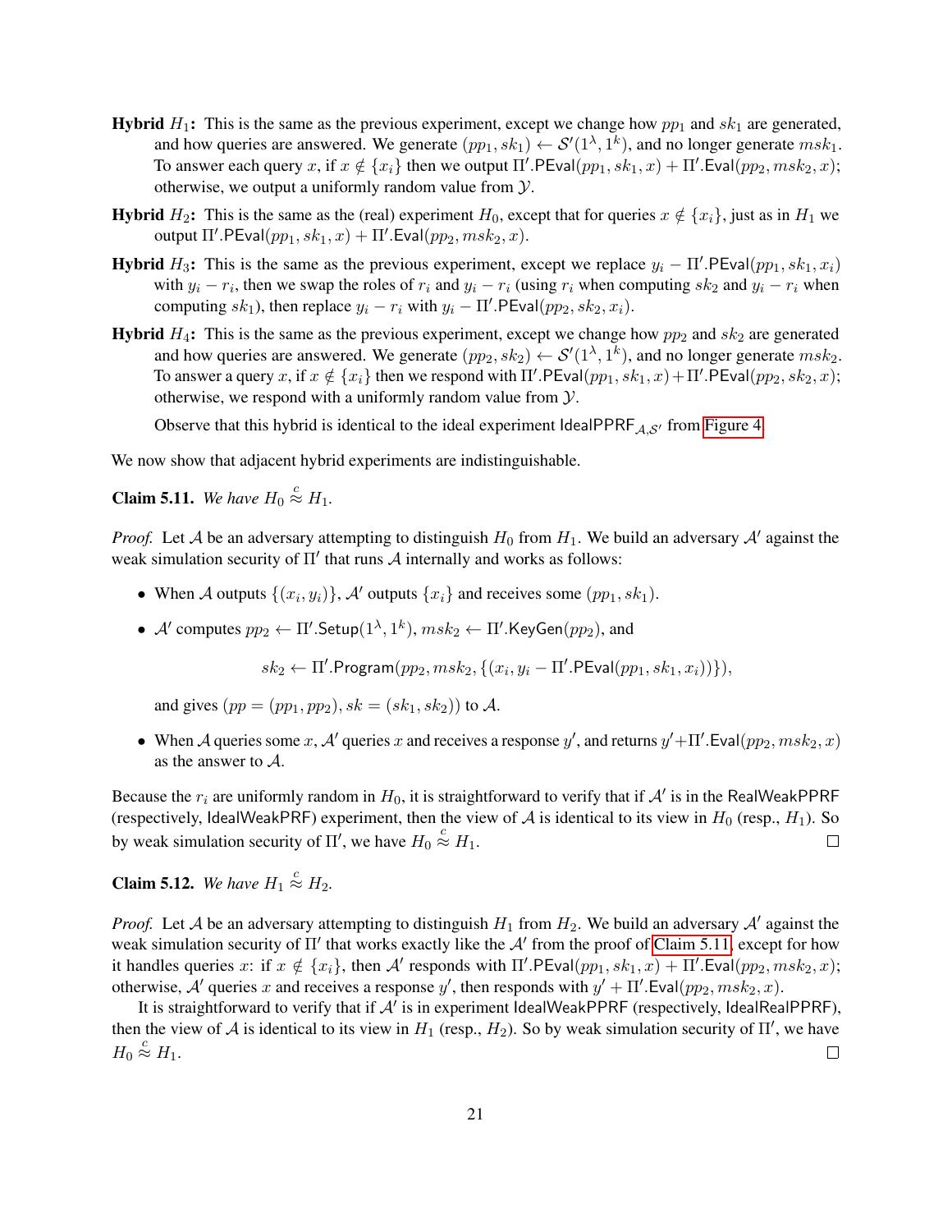**Hybrid $H_1$:** This is the same as the previous experiment, except we change how $pp_1$ and $sk_1$ are generated, and how queries are answered. We generate $(pp_1, sk_1) \leftarrow \mathcal{S}'(1^\lambda, 1^k)$, and no longer generate $msk_1$. To answer each query $x$, if $x \notin \{x_i\}$ then we output $\Pi'.\mathsf{PEval}(pp_1, sk_1, x) + \Pi'.\mathsf{Eval}(pp_2, msk_2, x)$; otherwise, we output a uniformly random value from $\mathcal{Y}$.

**Hybrid $H_2$:** This is the same as the (real) experiment $H_0$, except that for queries $x \notin \{x_i\}$, just as in $H_1$ we output $\Pi'.\mathsf{PEval}(pp_1, sk_1, x) + \Pi'.\mathsf{Eval}(pp_2, msk_2, x)$.

**Hybrid $H_3$:** This is the same as the previous experiment, except we replace $y_i - \Pi'.\mathsf{PEval}(pp_1, sk_1, x_i)$ with $y_i - r_i$, then we swap the roles of $r_i$ and $y_i - r_i$ (using $r_i$ when computing $sk_2$ and $y_i - r_i$ when computing $sk_1$), then replace $y_i - r_i$ with $y_i - \Pi'.\mathsf{PEval}(pp_2, sk_2, x_i)$.

**Hybrid $H_4$:** This is the same as the previous experiment, except we change how $pp_2$ and $sk_2$ are generated and how queries are answered. We generate $(pp_2, sk_2) \leftarrow \mathcal{S}'(1^\lambda, 1^k)$, and no longer generate $msk_2$. To answer a query $x$, if $x \notin \{x_i\}$ then we respond with $\Pi'.\mathsf{PEval}(pp_1, sk_1, x) + \Pi'.\mathsf{PEval}(pp_2, sk_2, x)$; otherwise, we respond with a uniformly random value from $\mathcal{Y}$.

Observe that this hybrid is identical to the ideal experiment $\mathsf{IdealPPRF}_{\mathcal{A},\mathcal{S}'}$ from Figure 4.

We now show that adjacent hybrid experiments are indistinguishable.

**Claim 5.11.** *We have $H_0 \stackrel{c}{\approx} H_1$.*

*Proof.* Let $\mathcal{A}$ be an adversary attempting to distinguish $H_0$ from $H_1$. We build an adversary $\mathcal{A}'$ against the weak simulation security of $\Pi'$ that runs $\mathcal{A}$ internally and works as follows:

- When $\mathcal{A}$ outputs $\{(x_i, y_i)\}$, $\mathcal{A}'$ outputs $\{x_i\}$ and receives some $(pp_1, sk_1)$.
- $\mathcal{A}'$ computes $pp_2 \leftarrow \Pi'.\mathsf{Setup}(1^\lambda, 1^k)$, $msk_2 \leftarrow \Pi'.\mathsf{KeyGen}(pp_2)$, and

$$sk_2 \leftarrow \Pi'.\mathsf{Program}(pp_2, msk_2, \{(x_i, y_i - \Pi'.\mathsf{PEval}(pp_1, sk_1, x_i))\}),$$

  and gives $(pp = (pp_1, pp_2), sk = (sk_1, sk_2))$ to $\mathcal{A}$.
- When $\mathcal{A}$ queries some $x$, $\mathcal{A}'$ queries $x$ and receives a response $y'$, and returns $y' + \Pi'.\mathsf{Eval}(pp_2, msk_2, x)$ as the answer to $\mathcal{A}$.

Because the $r_i$ are uniformly random in $H_0$, it is straightforward to verify that if $\mathcal{A}'$ is in the $\mathsf{RealWeakPPRF}$ (respectively, $\mathsf{IdealWeakPRF}$) experiment, then the view of $\mathcal{A}$ is identical to its view in $H_0$ (resp., $H_1$). So by weak simulation security of $\Pi'$, we have $H_0 \stackrel{c}{\approx} H_1$. $\square$

**Claim 5.12.** *We have $H_1 \stackrel{c}{\approx} H_2$.*

*Proof.* Let $\mathcal{A}$ be an adversary attempting to distinguish $H_1$ from $H_2$. We build an adversary $\mathcal{A}'$ against the weak simulation security of $\Pi'$ that works exactly like the $\mathcal{A}'$ from the proof of Claim 5.11, except for how it handles queries $x$: if $x \notin \{x_i\}$, then $\mathcal{A}'$ responds with $\Pi'.\mathsf{PEval}(pp_1, sk_1, x) + \Pi'.\mathsf{Eval}(pp_2, msk_2, x)$; otherwise, $\mathcal{A}'$ queries $x$ and receives a response $y'$, then responds with $y' + \Pi'.\mathsf{Eval}(pp_2, msk_2, x)$.

It is straightforward to verify that if $\mathcal{A}'$ is in experiment $\mathsf{IdealWeakPPRF}$ (respectively, $\mathsf{IdealRealPPRF}$), then the view of $\mathcal{A}$ is identical to its view in $H_1$ (resp., $H_2$). So by weak simulation security of $\Pi'$, we have $H_0 \stackrel{c}{\approx} H_1$. $\square$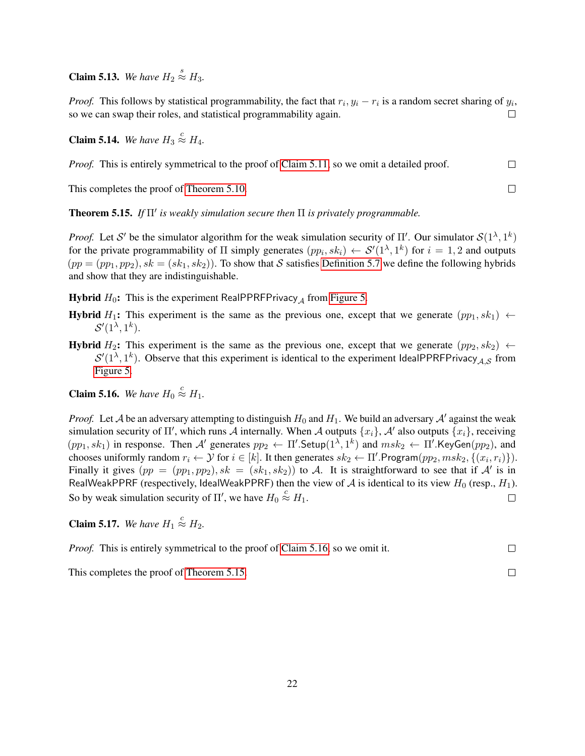**Claim 5.13.** *We have $H_2 \stackrel{s}{\approx} H_3$.*

*Proof.* This follows by statistical programmability, the fact that $r_i, y_i - r_i$ is a random secret sharing of $y_i$, so we can swap their roles, and statistical programmability again. □

**Claim 5.14.** *We have $H_3 \stackrel{c}{\approx} H_4$.*

*Proof.* This is entirely symmetrical to the proof of Claim 5.11, so we omit a detailed proof. □

This completes the proof of Theorem 5.10. □

**Theorem 5.15.** *If $\Pi'$ is weakly simulation secure then $\Pi$ is privately programmable.*

*Proof.* Let $\mathcal{S}'$ be the simulator algorithm for the weak simulation security of $\Pi'$. Our simulator $\mathcal{S}(1^\lambda, 1^k)$ for the private programmability of $\Pi$ simply generates $(pp_i, sk_i) \leftarrow \mathcal{S}'(1^\lambda, 1^k)$ for $i = 1, 2$ and outputs $(pp = (pp_1, pp_2), sk = (sk_1, sk_2))$. To show that $\mathcal{S}$ satisfies Definition 5.7 we define the following hybrids and show that they are indistinguishable.

**Hybrid $H_0$:** This is the experiment $\mathsf{RealPPRFPrivacy}_{\mathcal{A}}$ from Figure 5.

**Hybrid $H_1$:** This experiment is the same as the previous one, except that we generate $(pp_1, sk_1) \leftarrow \mathcal{S}'(1^\lambda, 1^k)$.

**Hybrid $H_2$:** This experiment is the same as the previous one, except that we generate $(pp_2, sk_2) \leftarrow \mathcal{S}'(1^\lambda, 1^k)$. Observe that this experiment is identical to the experiment $\mathsf{IdealPPRFPrivacy}_{\mathcal{A},\mathcal{S}}$ from Figure 5.

**Claim 5.16.** *We have $H_0 \stackrel{c}{\approx} H_1$.*

*Proof.* Let $\mathcal{A}$ be an adversary attempting to distinguish $H_0$ and $H_1$. We build an adversary $\mathcal{A}'$ against the weak simulation security of $\Pi'$, which runs $\mathcal{A}$ internally. When $\mathcal{A}$ outputs $\{x_i\}$, $\mathcal{A}'$ also outputs $\{x_i\}$, receiving $(pp_1, sk_1)$ in response. Then $\mathcal{A}'$ generates $pp_2 \leftarrow \Pi'.\mathsf{Setup}(1^\lambda, 1^k)$ and $msk_2 \leftarrow \Pi'.\mathsf{KeyGen}(pp_2)$, and chooses uniformly random $r_i \leftarrow \mathcal{Y}$ for $i \in [k]$. It then generates $sk_2 \leftarrow \Pi'.\mathsf{Program}(pp_2, msk_2, \{(x_i, r_i)\})$. Finally it gives $(pp = (pp_1, pp_2), sk = (sk_1, sk_2))$ to $\mathcal{A}$. It is straightforward to see that if $\mathcal{A}'$ is in $\mathsf{RealWeakPPRF}$ (respectively, $\mathsf{IdealWeakPPRF}$) then the view of $\mathcal{A}$ is identical to its view $H_0$ (resp., $H_1$). So by weak simulation security of $\Pi'$, we have $H_0 \stackrel{c}{\approx} H_1$. □

**Claim 5.17.** *We have $H_1 \stackrel{c}{\approx} H_2$.*

*Proof.* This is entirely symmetrical to the proof of Claim 5.16, so we omit it. □

This completes the proof of Theorem 5.15. □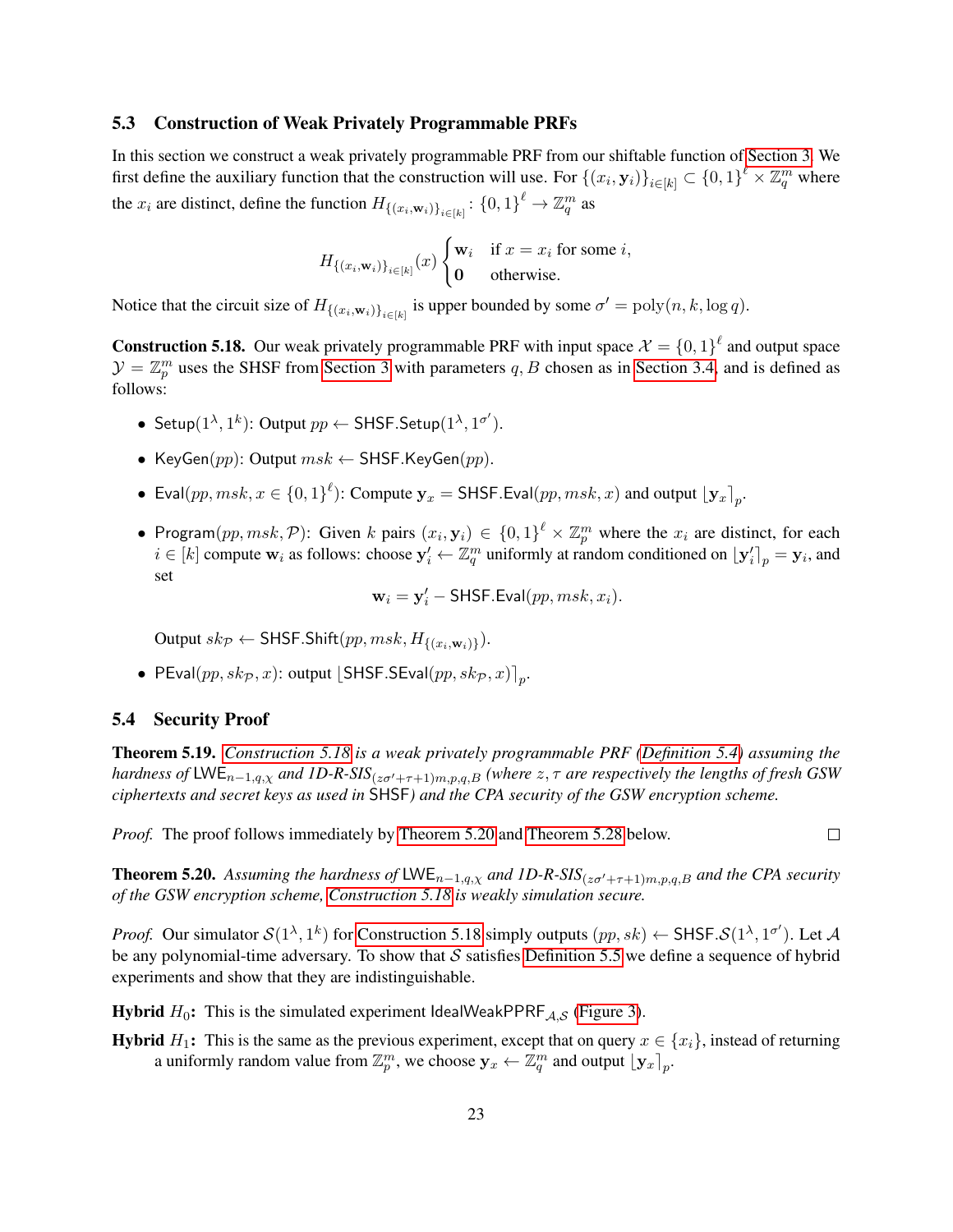### 5.3 Construction of Weak Privately Programmable PRFs

In this section we construct a weak privately programmable PRF from our shiftable function of Section 3. We first define the auxiliary function that the construction will use. For $\{(x_i, \mathbf{y}_i)\}_{i\in[k]} \subset \{0,1\}^\ell \times \mathbb{Z}_q^m$ where the $x_i$ are distinct, define the function $H_{\{(x_i,\mathbf{w}_i)\}_{i\in[k]}} \colon \{0,1\}^\ell \to \mathbb{Z}_q^m$ as

$$H_{\{(x_i,\mathbf{w}_i)\}_{i\in[k]}}(x) \begin{cases} \mathbf{w}_i & \text{if } x = x_i \text{ for some } i, \\ \mathbf{0} & \text{otherwise.} \end{cases}$$

Notice that the circuit size of $H_{\{(x_i,\mathbf{w}_i)\}_{i\in[k]}}$ is upper bounded by some $\sigma' = \text{poly}(n, k, \log q)$.

**Construction 5.18.** Our weak privately programmable PRF with input space $\mathcal{X} = \{0,1\}^\ell$ and output space $\mathcal{Y} = \mathbb{Z}_p^m$ uses the SHSF from Section 3 with parameters $q, B$ chosen as in Section 3.4, and is defined as follows:

- $\mathsf{Setup}(1^\lambda, 1^k)$: Output $pp \leftarrow \mathsf{SHSF.Setup}(1^\lambda, 1^{\sigma'})$.
- $\mathsf{KeyGen}(pp)$: Output $msk \leftarrow \mathsf{SHSF.KeyGen}(pp)$.
- $\mathsf{Eval}(pp, msk, x \in \{0,1\}^\ell)$: Compute $\mathbf{y}_x = \mathsf{SHSF.Eval}(pp, msk, x)$ and output $\lfloor \mathbf{y}_x \rceil_p$.
- $\mathsf{Program}(pp, msk, \mathcal{P})$: Given $k$ pairs $(x_i, \mathbf{y}_i) \in \{0,1\}^\ell \times \mathbb{Z}_p^m$ where the $x_i$ are distinct, for each $i \in [k]$ compute $\mathbf{w}_i$ as follows: choose $\mathbf{y}_i' \leftarrow \mathbb{Z}_q^m$ uniformly at random conditioned on $\lfloor \mathbf{y}_i' \rceil_p = \mathbf{y}_i$, and set
$$\mathbf{w}_i = \mathbf{y}_i' - \mathsf{SHSF.Eval}(pp, msk, x_i).$$
Output $sk_{\mathcal{P}} \leftarrow \mathsf{SHSF.Shift}(pp, msk, H_{\{(x_i,\mathbf{w}_i)\}})$.
- $\mathsf{PEval}(pp, sk_{\mathcal{P}}, x)$: output $\lfloor \mathsf{SHSF.SEval}(pp, sk_{\mathcal{P}}, x) \rceil_p$.

### 5.4 Security Proof

**Theorem 5.19.** *Construction 5.18 is a weak privately programmable PRF (Definition 5.4) assuming the hardness of $\mathsf{LWE}_{n-1,q,\chi}$ and 1D-R-SIS$_{(z\sigma'+\tau+1)m,p,q,B}$ (where $z, \tau$ are respectively the lengths of fresh GSW ciphertexts and secret keys as used in* $\mathsf{SHSF}$*) and the CPA security of the GSW encryption scheme.*

*Proof.* The proof follows immediately by Theorem 5.20 and Theorem 5.28 below. $\square$

**Theorem 5.20.** *Assuming the hardness of $\mathsf{LWE}_{n-1,q,\chi}$ and 1D-R-SIS$_{(z\sigma'+\tau+1)m,p,q,B}$ and the CPA security of the GSW encryption scheme, Construction 5.18 is weakly simulation secure.*

*Proof.* Our simulator $\mathcal{S}(1^\lambda, 1^k)$ for Construction 5.18 simply outputs $(pp, sk) \leftarrow \mathsf{SHSF}.\mathcal{S}(1^\lambda, 1^{\sigma'})$. Let $\mathcal{A}$ be any polynomial-time adversary. To show that $\mathcal{S}$ satisfies Definition 5.5 we define a sequence of hybrid experiments and show that they are indistinguishable.

**Hybrid $H_0$:** This is the simulated experiment $\mathsf{IdealWeakPPRF}_{\mathcal{A},\mathcal{S}}$ (Figure 3).

**Hybrid $H_1$:** This is the same as the previous experiment, except that on query $x \in \{x_i\}$, instead of returning a uniformly random value from $\mathbb{Z}_p^m$, we choose $\mathbf{y}_x \leftarrow \mathbb{Z}_q^m$ and output $\lfloor \mathbf{y}_x \rceil_p$.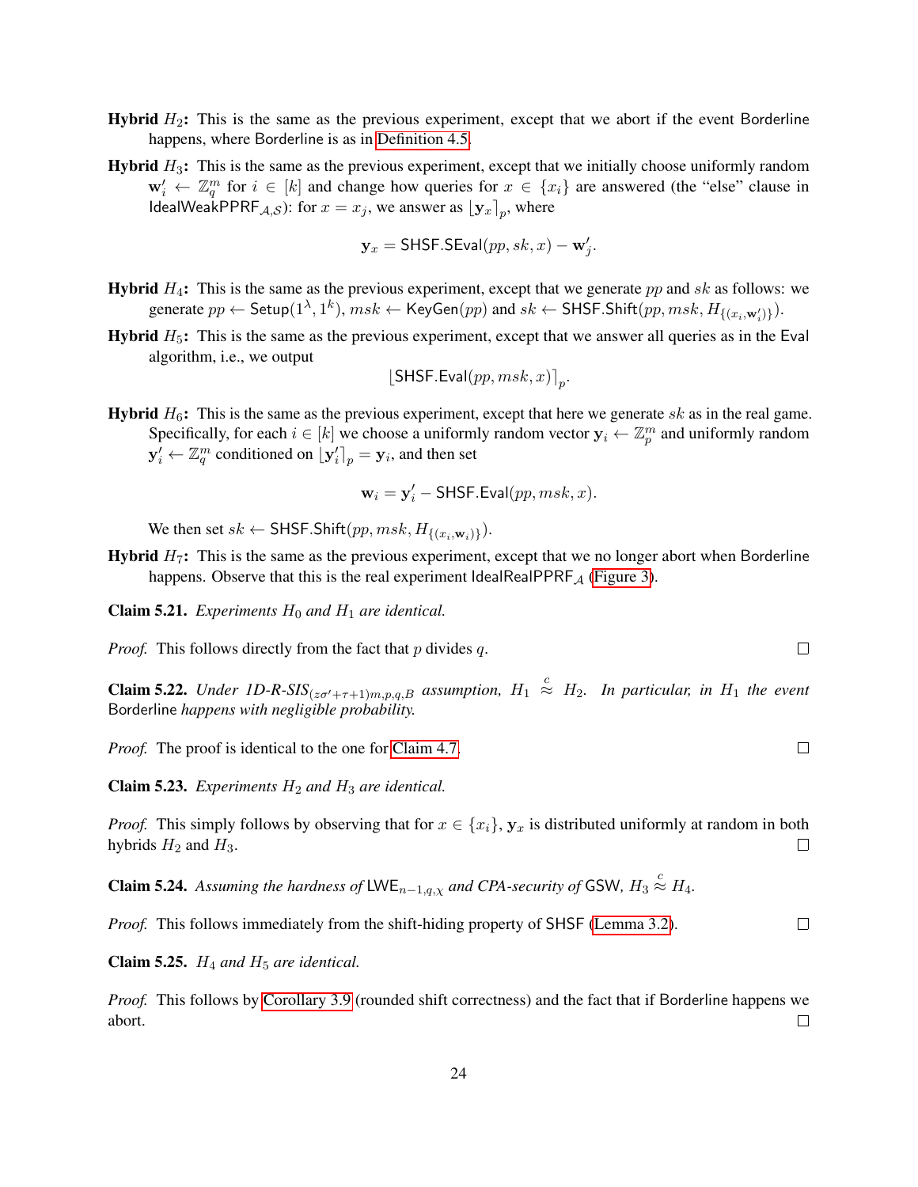**Hybrid $H_2$:** This is the same as the previous experiment, except that we abort if the event Borderline happens, where Borderline is as in Definition 4.5.

**Hybrid $H_3$:** This is the same as the previous experiment, except that we initially choose uniformly random $\mathbf{w}'_i \leftarrow \mathbb{Z}_q^m$ for $i \in [k]$ and change how queries for $x \in \{x_i\}$ are answered (the "else" clause in $\mathsf{IdealWeakPPRF}_{\mathcal{A},\mathcal{S}}$): for $x = x_j$, we answer as $\lfloor \mathbf{y}_x \rceil_p$, where

$$\mathbf{y}_x = \mathsf{SHSF.SEval}(pp, sk, x) - \mathbf{w}'_j.$$

**Hybrid $H_4$:** This is the same as the previous experiment, except that we generate $pp$ and $sk$ as follows: we generate $pp \leftarrow \mathsf{Setup}(1^\lambda, 1^k)$, $msk \leftarrow \mathsf{KeyGen}(pp)$ and $sk \leftarrow \mathsf{SHSF.Shift}(pp, msk, H_{\{(x_i,\mathbf{w}'_i)\}})$.

**Hybrid $H_5$:** This is the same as the previous experiment, except that we answer all queries as in the Eval algorithm, i.e., we output

$$\lfloor \mathsf{SHSF.Eval}(pp, msk, x) \rceil_p.$$

**Hybrid $H_6$:** This is the same as the previous experiment, except that here we generate $sk$ as in the real game. Specifically, for each $i \in [k]$ we choose a uniformly random vector $\mathbf{y}_i \leftarrow \mathbb{Z}_p^m$ and uniformly random $\mathbf{y}'_i \leftarrow \mathbb{Z}_q^m$ conditioned on $\lfloor \mathbf{y}'_i \rceil_p = \mathbf{y}_i$, and then set

$$\mathbf{w}_i = \mathbf{y}'_i - \mathsf{SHSF.Eval}(pp, msk, x).$$

We then set $sk \leftarrow \mathsf{SHSF.Shift}(pp, msk, H_{\{(x_i,\mathbf{w}_i)\}})$.

**Hybrid $H_7$:** This is the same as the previous experiment, except that we no longer abort when Borderline happens. Observe that this is the real experiment $\mathsf{IdealRealPPRF}_{\mathcal{A}}$ (Figure 3).

**Claim 5.21.** *Experiments $H_0$ and $H_1$ are identical.*

*Proof.* This follows directly from the fact that $p$ divides $q$. □

**Claim 5.22.** *Under 1D-R-SIS$_{(z\sigma'+\tau+1)m,p,q,B}$ assumption, $H_1 \overset{c}{\approx} H_2$. In particular, in $H_1$ the event* Borderline *happens with negligible probability.*

*Proof.* The proof is identical to the one for Claim 4.7. □

**Claim 5.23.** *Experiments $H_2$ and $H_3$ are identical.*

*Proof.* This simply follows by observing that for $x \in \{x_i\}$, $\mathbf{y}_x$ is distributed uniformly at random in both hybrids $H_2$ and $H_3$. □

**Claim 5.24.** *Assuming the hardness of $\mathsf{LWE}_{n-1,q,\chi}$ and CPA-security of* GSW*, $H_3 \overset{c}{\approx} H_4$.*

*Proof.* This follows immediately from the shift-hiding property of SHSF (Lemma 3.2). □

**Claim 5.25.** *$H_4$ and $H_5$ are identical.*

*Proof.* This follows by Corollary 3.9 (rounded shift correctness) and the fact that if Borderline happens we abort. □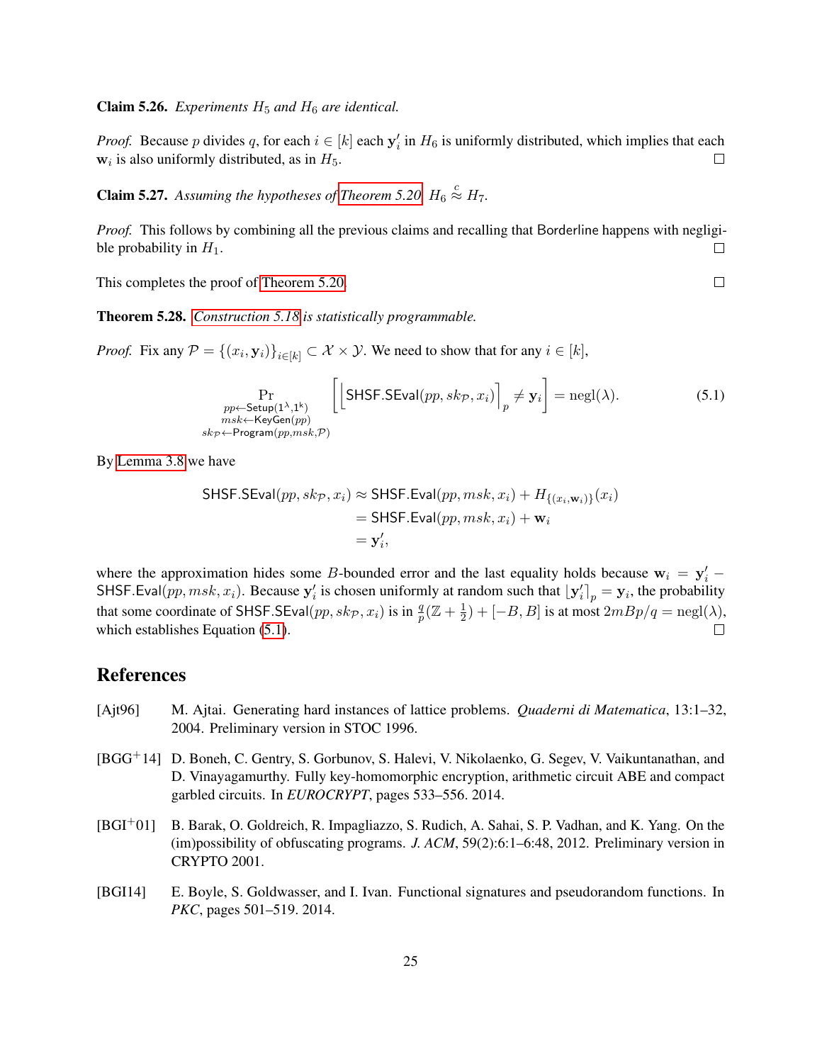**Claim 5.26.** *Experiments $H_5$ and $H_6$ are identical.*

*Proof.* Because $p$ divides $q$, for each $i \in [k]$ each $\mathbf{y}'_i$ in $H_6$ is uniformly distributed, which implies that each $\mathbf{w}_i$ is also uniformly distributed, as in $H_5$. □

**Claim 5.27.** *Assuming the hypotheses of Theorem 5.20, $H_6 \overset{c}{\approx} H_7$.*

*Proof.* This follows by combining all the previous claims and recalling that Borderline happens with negligible probability in $H_1$. □

This completes the proof of Theorem 5.20. □

**Theorem 5.28.** *Construction 5.18 is statistically programmable.*

*Proof.* Fix any $\mathcal{P} = \{(x_i, \mathbf{y}_i)\}_{i \in [k]} \subset \mathcal{X} \times \mathcal{Y}$. We need to show that for any $i \in [k]$,

$$\Pr_{\substack{pp \leftarrow \mathsf{Setup}(1^\lambda, 1^k) \\ msk \leftarrow \mathsf{KeyGen}(pp) \\ sk_{\mathcal{P}} \leftarrow \mathsf{Program}(pp, msk, \mathcal{P})}} \left[ \left\lfloor \mathsf{SHSF.SEval}(pp, sk_{\mathcal{P}}, x_i) \right\rceil_p \neq \mathbf{y}_i \right] = \operatorname{negl}(\lambda). \tag{5.1}$$

By Lemma 3.8 we have

$$\begin{aligned}
\mathsf{SHSF.SEval}(pp, sk_{\mathcal{P}}, x_i) &\approx \mathsf{SHSF.Eval}(pp, msk, x_i) + H_{\{(x_i, \mathbf{w}_i)\}}(x_i) \\
&= \mathsf{SHSF.Eval}(pp, msk, x_i) + \mathbf{w}_i \\
&= \mathbf{y}'_i,
\end{aligned}$$

where the approximation hides some $B$-bounded error and the last equality holds because $\mathbf{w}_i = \mathbf{y}'_i - \mathsf{SHSF.Eval}(pp, msk, x_i)$. Because $\mathbf{y}'_i$ is chosen uniformly at random such that $\lfloor \mathbf{y}'_i \rceil_p = \mathbf{y}_i$, the probability that some coordinate of $\mathsf{SHSF.SEval}(pp, sk_{\mathcal{P}}, x_i)$ is in $\frac{q}{p}(\mathbb{Z} + \frac{1}{2}) + [-B, B]$ is at most $2mBp/q = \operatorname{negl}(\lambda)$, which establishes Equation (5.1). □

# References

[Ajt96] M. Ajtai. Generating hard instances of lattice problems. *Quaderni di Matematica*, 13:1–32, 2004. Preliminary version in STOC 1996.

[BGG+14] D. Boneh, C. Gentry, S. Gorbunov, S. Halevi, V. Nikolaenko, G. Segev, V. Vaikuntanathan, and D. Vinayagamurthy. Fully key-homomorphic encryption, arithmetic circuit ABE and compact garbled circuits. In *EUROCRYPT*, pages 533–556. 2014.

[BGI+01] B. Barak, O. Goldreich, R. Impagliazzo, S. Rudich, A. Sahai, S. P. Vadhan, and K. Yang. On the (im)possibility of obfuscating programs. *J. ACM*, 59(2):6:1–6:48, 2012. Preliminary version in CRYPTO 2001.

[BGI14] E. Boyle, S. Goldwasser, and I. Ivan. Functional signatures and pseudorandom functions. In *PKC*, pages 501–519. 2014.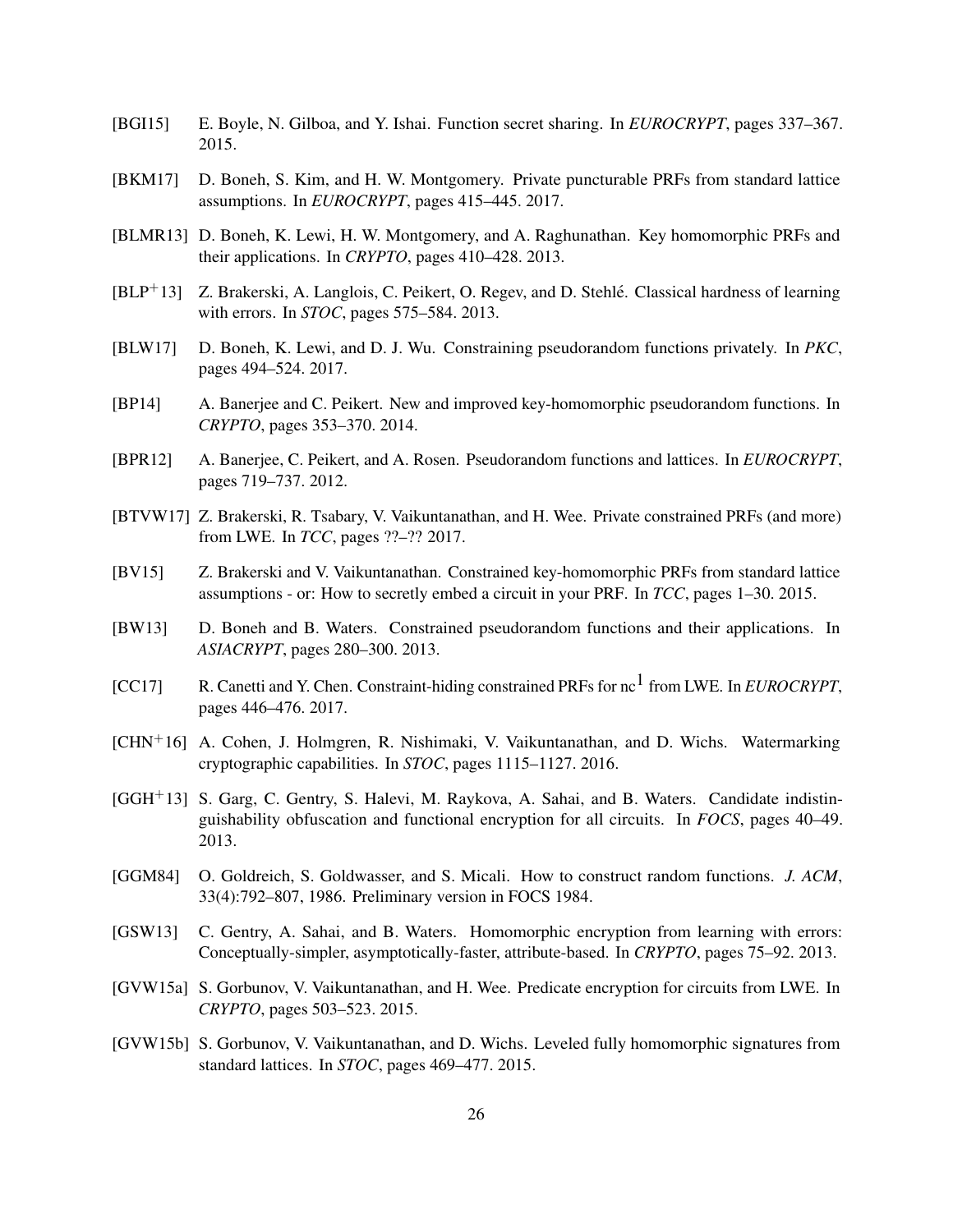[BGI15] E. Boyle, N. Gilboa, and Y. Ishai. Function secret sharing. In *EUROCRYPT*, pages 337–367. 2015.

[BKM17] D. Boneh, S. Kim, and H. W. Montgomery. Private puncturable PRFs from standard lattice assumptions. In *EUROCRYPT*, pages 415–445. 2017.

[BLMR13] D. Boneh, K. Lewi, H. W. Montgomery, and A. Raghunathan. Key homomorphic PRFs and their applications. In *CRYPTO*, pages 410–428. 2013.

[BLP$^+$13] Z. Brakerski, A. Langlois, C. Peikert, O. Regev, and D. Stehlé. Classical hardness of learning with errors. In *STOC*, pages 575–584. 2013.

[BLW17] D. Boneh, K. Lewi, and D. J. Wu. Constraining pseudorandom functions privately. In *PKC*, pages 494–524. 2017.

[BP14] A. Banerjee and C. Peikert. New and improved key-homomorphic pseudorandom functions. In *CRYPTO*, pages 353–370. 2014.

[BPR12] A. Banerjee, C. Peikert, and A. Rosen. Pseudorandom functions and lattices. In *EUROCRYPT*, pages 719–737. 2012.

[BTVW17] Z. Brakerski, R. Tsabary, V. Vaikuntanathan, and H. Wee. Private constrained PRFs (and more) from LWE. In *TCC*, pages ??–?? 2017.

[BV15] Z. Brakerski and V. Vaikuntanathan. Constrained key-homomorphic PRFs from standard lattice assumptions - or: How to secretly embed a circuit in your PRF. In *TCC*, pages 1–30. 2015.

[BW13] D. Boneh and B. Waters. Constrained pseudorandom functions and their applications. In *ASIACRYPT*, pages 280–300. 2013.

[CC17] R. Canetti and Y. Chen. Constraint-hiding constrained PRFs for nc$^1$ from LWE. In *EUROCRYPT*, pages 446–476. 2017.

[CHN$^+$16] A. Cohen, J. Holmgren, R. Nishimaki, V. Vaikuntanathan, and D. Wichs. Watermarking cryptographic capabilities. In *STOC*, pages 1115–1127. 2016.

[GGH$^+$13] S. Garg, C. Gentry, S. Halevi, M. Raykova, A. Sahai, and B. Waters. Candidate indistinguishability obfuscation and functional encryption for all circuits. In *FOCS*, pages 40–49. 2013.

[GGM84] O. Goldreich, S. Goldwasser, and S. Micali. How to construct random functions. *J. ACM*, 33(4):792–807, 1986. Preliminary version in FOCS 1984.

[GSW13] C. Gentry, A. Sahai, and B. Waters. Homomorphic encryption from learning with errors: Conceptually-simpler, asymptotically-faster, attribute-based. In *CRYPTO*, pages 75–92. 2013.

[GVW15a] S. Gorbunov, V. Vaikuntanathan, and H. Wee. Predicate encryption for circuits from LWE. In *CRYPTO*, pages 503–523. 2015.

[GVW15b] S. Gorbunov, V. Vaikuntanathan, and D. Wichs. Leveled fully homomorphic signatures from standard lattices. In *STOC*, pages 469–477. 2015.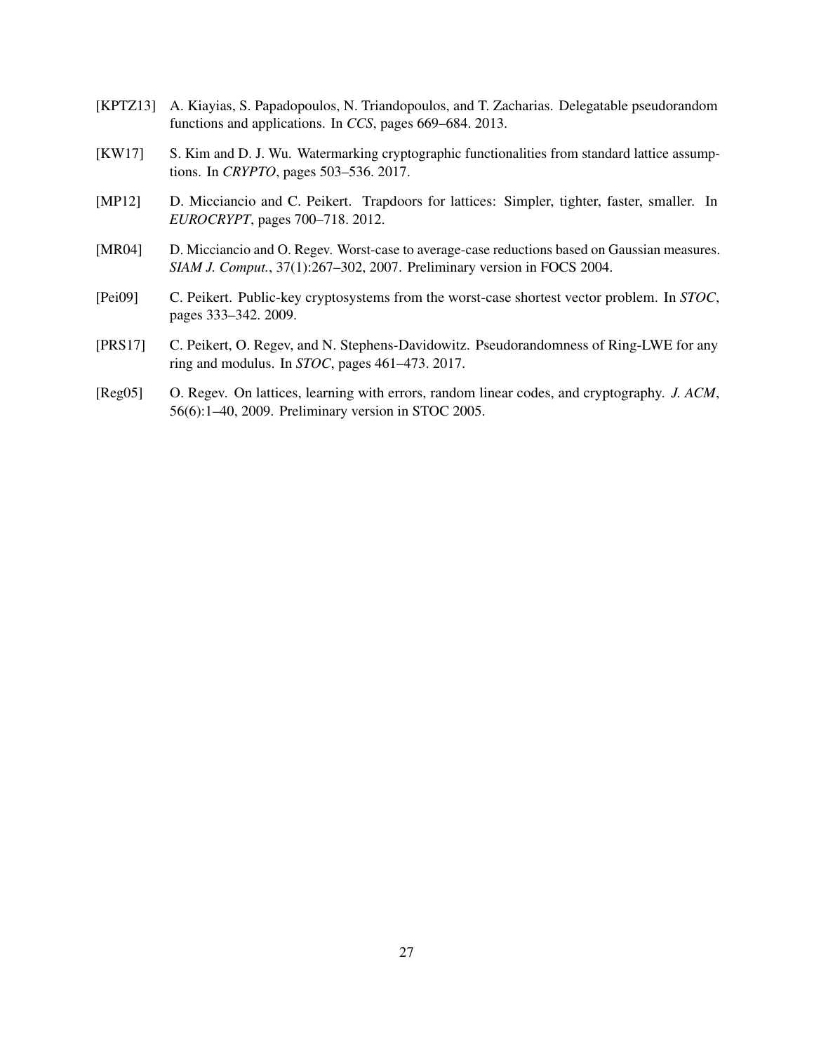[KPTZ13] A. Kiayias, S. Papadopoulos, N. Triandopoulos, and T. Zacharias. Delegatable pseudorandom functions and applications. In *CCS*, pages 669–684. 2013.

[KW17] S. Kim and D. J. Wu. Watermarking cryptographic functionalities from standard lattice assumptions. In *CRYPTO*, pages 503–536. 2017.

[MP12] D. Micciancio and C. Peikert. Trapdoors for lattices: Simpler, tighter, faster, smaller. In *EUROCRYPT*, pages 700–718. 2012.

[MR04] D. Micciancio and O. Regev. Worst-case to average-case reductions based on Gaussian measures. *SIAM J. Comput.*, 37(1):267–302, 2007. Preliminary version in FOCS 2004.

[Pei09] C. Peikert. Public-key cryptosystems from the worst-case shortest vector problem. In *STOC*, pages 333–342. 2009.

[PRS17] C. Peikert, O. Regev, and N. Stephens-Davidowitz. Pseudorandomness of Ring-LWE for any ring and modulus. In *STOC*, pages 461–473. 2017.

[Reg05] O. Regev. On lattices, learning with errors, random linear codes, and cryptography. *J. ACM*, 56(6):1–40, 2009. Preliminary version in STOC 2005.